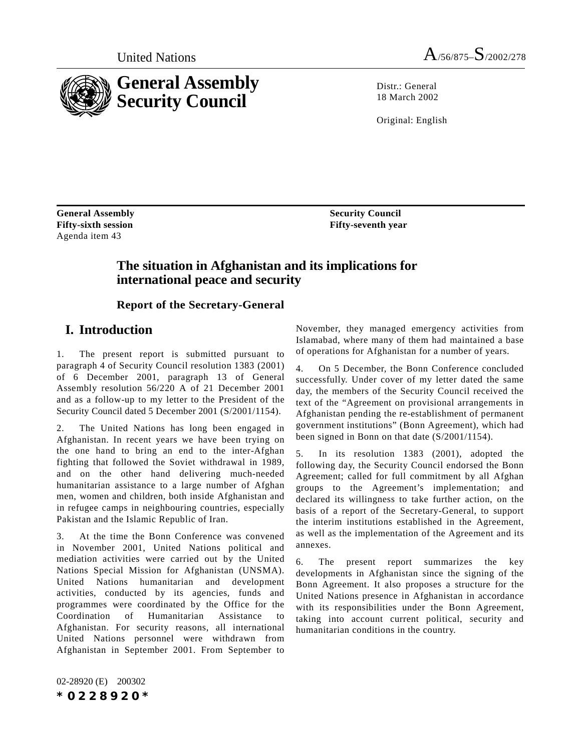United Nations A/56/875–S/2002/278

# General Assembly Security Council

Distr.: General
18 March 2002

Original: English

**General Assembly**
**Fifty-sixth session**
Agenda item 43

**Security Council**
**Fifty-seventh year**

## The situation in Afghanistan and its implications for international peace and security

### Report of the Secretary-General

## I. Introduction

1. The present report is submitted pursuant to paragraph 4 of Security Council resolution 1383 (2001) of 6 December 2001, paragraph 13 of General Assembly resolution 56/220 A of 21 December 2001 and as a follow-up to my letter to the President of the Security Council dated 5 December 2001 (S/2001/1154).

2. The United Nations has long been engaged in Afghanistan. In recent years we have been trying on the one hand to bring an end to the inter-Afghan fighting that followed the Soviet withdrawal in 1989, and on the other hand delivering much-needed humanitarian assistance to a large number of Afghan men, women and children, both inside Afghanistan and in refugee camps in neighbouring countries, especially Pakistan and the Islamic Republic of Iran.

3. At the time the Bonn Conference was convened in November 2001, United Nations political and mediation activities were carried out by the United Nations Special Mission for Afghanistan (UNSMA). United Nations humanitarian and development activities, conducted by its agencies, funds and programmes were coordinated by the Office for the Coordination of Humanitarian Assistance to Afghanistan. For security reasons, all international United Nations personnel were withdrawn from Afghanistan in September 2001. From September to November, they managed emergency activities from Islamabad, where many of them had maintained a base of operations for Afghanistan for a number of years.

4. On 5 December, the Bonn Conference concluded successfully. Under cover of my letter dated the same day, the members of the Security Council received the text of the "Agreement on provisional arrangements in Afghanistan pending the re-establishment of permanent government institutions" (Bonn Agreement), which had been signed in Bonn on that date (S/2001/1154).

5. In its resolution 1383 (2001), adopted the following day, the Security Council endorsed the Bonn Agreement; called for full commitment by all Afghan groups to the Agreement's implementation; and declared its willingness to take further action, on the basis of a report of the Secretary-General, to support the interim institutions established in the Agreement, as well as the implementation of the Agreement and its annexes.

6. The present report summarizes the key developments in Afghanistan since the signing of the Bonn Agreement. It also proposes a structure for the United Nations presence in Afghanistan in accordance with its responsibilities under the Bonn Agreement, taking into account current political, security and humanitarian conditions in the country.

02-28920 (E) 200302
*0228920*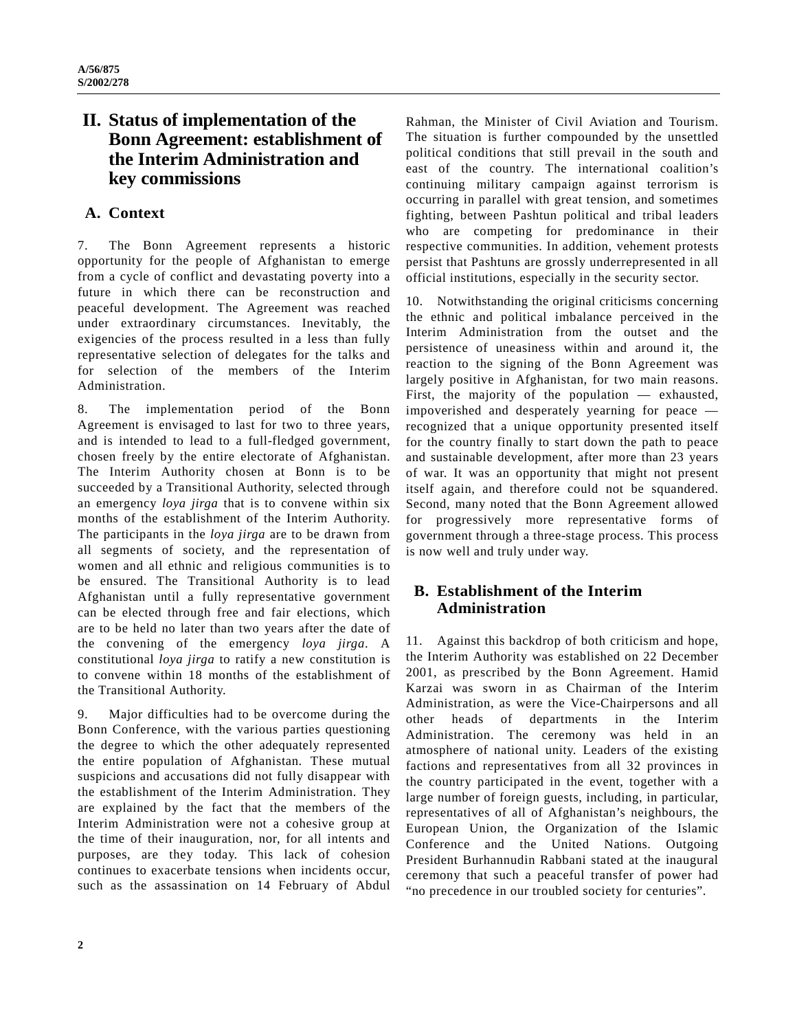## II. Status of implementation of the Bonn Agreement: establishment of the Interim Administration and key commissions

### A. Context

7. The Bonn Agreement represents a historic opportunity for the people of Afghanistan to emerge from a cycle of conflict and devastating poverty into a future in which there can be reconstruction and peaceful development. The Agreement was reached under extraordinary circumstances. Inevitably, the exigencies of the process resulted in a less than fully representative selection of delegates for the talks and for selection of the members of the Interim Administration.

8. The implementation period of the Bonn Agreement is envisaged to last for two to three years, and is intended to lead to a full-fledged government, chosen freely by the entire electorate of Afghanistan. The Interim Authority chosen at Bonn is to be succeeded by a Transitional Authority, selected through an emergency *loya jirga* that is to convene within six months of the establishment of the Interim Authority. The participants in the *loya jirga* are to be drawn from all segments of society, and the representation of women and all ethnic and religious communities is to be ensured. The Transitional Authority is to lead Afghanistan until a fully representative government can be elected through free and fair elections, which are to be held no later than two years after the date of the convening of the emergency *loya jirga*. A constitutional *loya jirga* to ratify a new constitution is to convene within 18 months of the establishment of the Transitional Authority.

9. Major difficulties had to be overcome during the Bonn Conference, with the various parties questioning the degree to which the other adequately represented the entire population of Afghanistan. These mutual suspicions and accusations did not fully disappear with the establishment of the Interim Administration. They are explained by the fact that the members of the Interim Administration were not a cohesive group at the time of their inauguration, nor, for all intents and purposes, are they today. This lack of cohesion continues to exacerbate tensions when incidents occur, such as the assassination on 14 February of Abdul Rahman, the Minister of Civil Aviation and Tourism. The situation is further compounded by the unsettled political conditions that still prevail in the south and east of the country. The international coalition's continuing military campaign against terrorism is occurring in parallel with great tension, and sometimes fighting, between Pashtun political and tribal leaders who are competing for predominance in their respective communities. In addition, vehement protests persist that Pashtuns are grossly underrepresented in all official institutions, especially in the security sector.

10. Notwithstanding the original criticisms concerning the ethnic and political imbalance perceived in the Interim Administration from the outset and the persistence of uneasiness within and around it, the reaction to the signing of the Bonn Agreement was largely positive in Afghanistan, for two main reasons. First, the majority of the population — exhausted, impoverished and desperately yearning for peace — recognized that a unique opportunity presented itself for the country finally to start down the path to peace and sustainable development, after more than 23 years of war. It was an opportunity that might not present itself again, and therefore could not be squandered. Second, many noted that the Bonn Agreement allowed for progressively more representative forms of government through a three-stage process. This process is now well and truly under way.

### B. Establishment of the Interim Administration

11. Against this backdrop of both criticism and hope, the Interim Authority was established on 22 December 2001, as prescribed by the Bonn Agreement. Hamid Karzai was sworn in as Chairman of the Interim Administration, as were the Vice-Chairpersons and all other heads of departments in the Interim Administration. The ceremony was held in an atmosphere of national unity. Leaders of the existing factions and representatives from all 32 provinces in the country participated in the event, together with a large number of foreign guests, including, in particular, representatives of all of Afghanistan's neighbours, the European Union, the Organization of the Islamic Conference and the United Nations. Outgoing President Burhannudin Rabbani stated at the inaugural ceremony that such a peaceful transfer of power had "no precedence in our troubled society for centuries".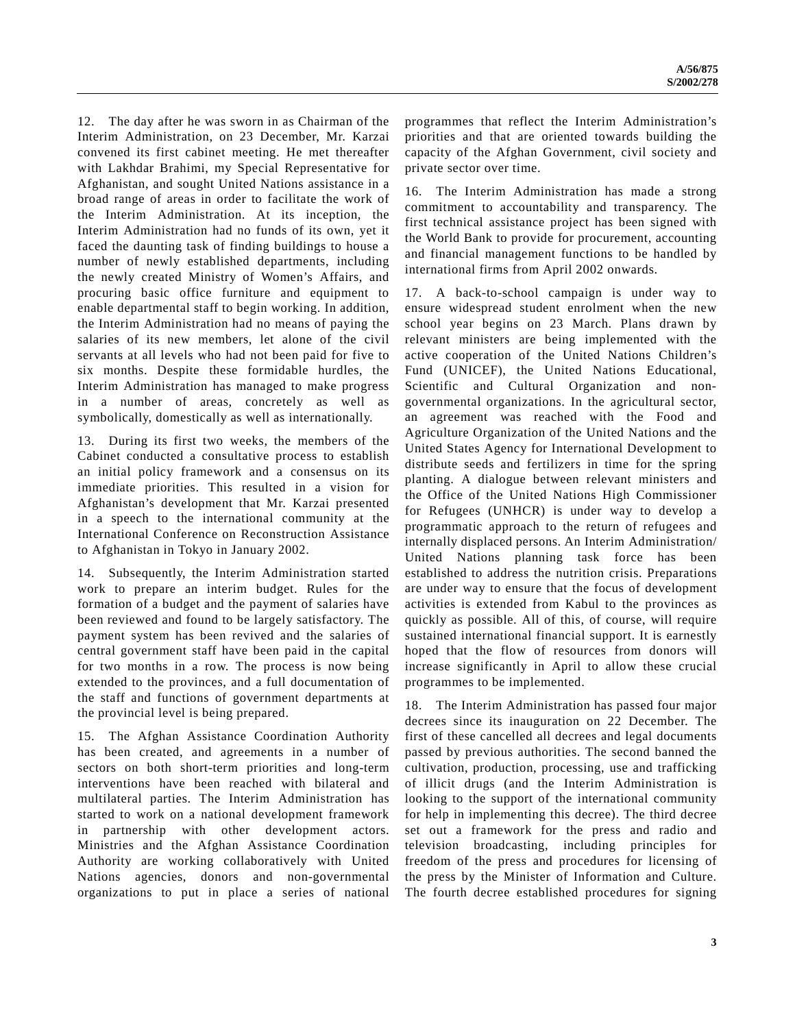12. The day after he was sworn in as Chairman of the Interim Administration, on 23 December, Mr. Karzai convened its first cabinet meeting. He met thereafter with Lakhdar Brahimi, my Special Representative for Afghanistan, and sought United Nations assistance in a broad range of areas in order to facilitate the work of the Interim Administration. At its inception, the Interim Administration had no funds of its own, yet it faced the daunting task of finding buildings to house a number of newly established departments, including the newly created Ministry of Women's Affairs, and procuring basic office furniture and equipment to enable departmental staff to begin working. In addition, the Interim Administration had no means of paying the salaries of its new members, let alone of the civil servants at all levels who had not been paid for five to six months. Despite these formidable hurdles, the Interim Administration has managed to make progress in a number of areas, concretely as well as symbolically, domestically as well as internationally.

13. During its first two weeks, the members of the Cabinet conducted a consultative process to establish an initial policy framework and a consensus on its immediate priorities. This resulted in a vision for Afghanistan's development that Mr. Karzai presented in a speech to the international community at the International Conference on Reconstruction Assistance to Afghanistan in Tokyo in January 2002.

14. Subsequently, the Interim Administration started work to prepare an interim budget. Rules for the formation of a budget and the payment of salaries have been reviewed and found to be largely satisfactory. The payment system has been revived and the salaries of central government staff have been paid in the capital for two months in a row. The process is now being extended to the provinces, and a full documentation of the staff and functions of government departments at the provincial level is being prepared.

15. The Afghan Assistance Coordination Authority has been created, and agreements in a number of sectors on both short-term priorities and long-term interventions have been reached with bilateral and multilateral parties. The Interim Administration has started to work on a national development framework in partnership with other development actors. Ministries and the Afghan Assistance Coordination Authority are working collaboratively with United Nations agencies, donors and non-governmental organizations to put in place a series of national programmes that reflect the Interim Administration's priorities and that are oriented towards building the capacity of the Afghan Government, civil society and private sector over time.

16. The Interim Administration has made a strong commitment to accountability and transparency. The first technical assistance project has been signed with the World Bank to provide for procurement, accounting and financial management functions to be handled by international firms from April 2002 onwards.

17. A back-to-school campaign is under way to ensure widespread student enrolment when the new school year begins on 23 March. Plans drawn by relevant ministers are being implemented with the active cooperation of the United Nations Children's Fund (UNICEF), the United Nations Educational, Scientific and Cultural Organization and non-governmental organizations. In the agricultural sector, an agreement was reached with the Food and Agriculture Organization of the United Nations and the United States Agency for International Development to distribute seeds and fertilizers in time for the spring planting. A dialogue between relevant ministers and the Office of the United Nations High Commissioner for Refugees (UNHCR) is under way to develop a programmatic approach to the return of refugees and internally displaced persons. An Interim Administration/ United Nations planning task force has been established to address the nutrition crisis. Preparations are under way to ensure that the focus of development activities is extended from Kabul to the provinces as quickly as possible. All of this, of course, will require sustained international financial support. It is earnestly hoped that the flow of resources from donors will increase significantly in April to allow these crucial programmes to be implemented.

18. The Interim Administration has passed four major decrees since its inauguration on 22 December. The first of these cancelled all decrees and legal documents passed by previous authorities. The second banned the cultivation, production, processing, use and trafficking of illicit drugs (and the Interim Administration is looking to the support of the international community for help in implementing this decree). The third decree set out a framework for the press and radio and television broadcasting, including principles for freedom of the press and procedures for licensing of the press by the Minister of Information and Culture. The fourth decree established procedures for signing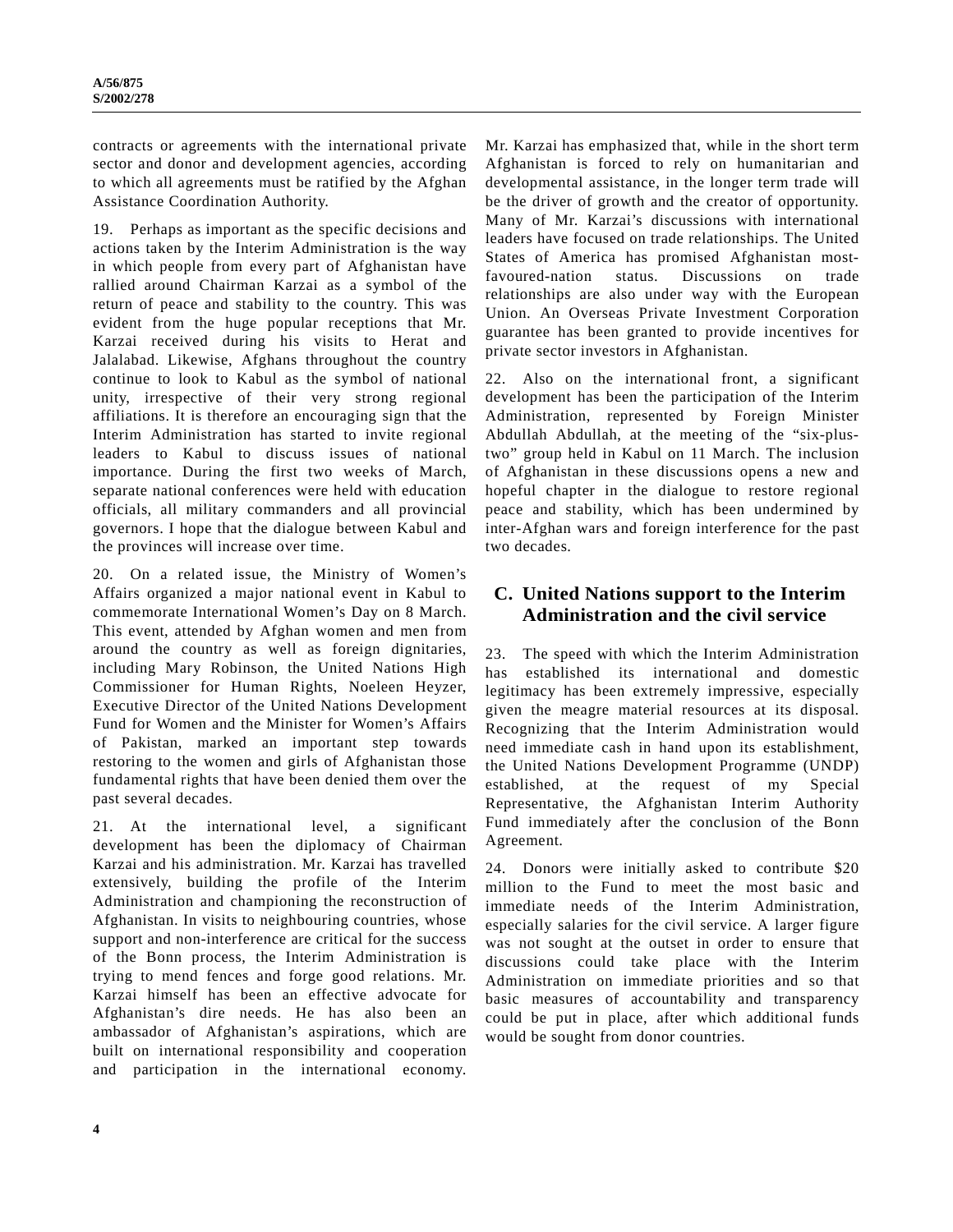contracts or agreements with the international private sector and donor and development agencies, according to which all agreements must be ratified by the Afghan Assistance Coordination Authority.

19. Perhaps as important as the specific decisions and actions taken by the Interim Administration is the way in which people from every part of Afghanistan have rallied around Chairman Karzai as a symbol of the return of peace and stability to the country. This was evident from the huge popular receptions that Mr. Karzai received during his visits to Herat and Jalalabad. Likewise, Afghans throughout the country continue to look to Kabul as the symbol of national unity, irrespective of their very strong regional affiliations. It is therefore an encouraging sign that the Interim Administration has started to invite regional leaders to Kabul to discuss issues of national importance. During the first two weeks of March, separate national conferences were held with education officials, all military commanders and all provincial governors. I hope that the dialogue between Kabul and the provinces will increase over time.

20. On a related issue, the Ministry of Women's Affairs organized a major national event in Kabul to commemorate International Women's Day on 8 March. This event, attended by Afghan women and men from around the country as well as foreign dignitaries, including Mary Robinson, the United Nations High Commissioner for Human Rights, Noeleen Heyzer, Executive Director of the United Nations Development Fund for Women and the Minister for Women's Affairs of Pakistan, marked an important step towards restoring to the women and girls of Afghanistan those fundamental rights that have been denied them over the past several decades.

21. At the international level, a significant development has been the diplomacy of Chairman Karzai and his administration. Mr. Karzai has travelled extensively, building the profile of the Interim Administration and championing the reconstruction of Afghanistan. In visits to neighbouring countries, whose support and non-interference are critical for the success of the Bonn process, the Interim Administration is trying to mend fences and forge good relations. Mr. Karzai himself has been an effective advocate for Afghanistan's dire needs. He has also been an ambassador of Afghanistan's aspirations, which are built on international responsibility and cooperation and participation in the international economy. Mr. Karzai has emphasized that, while in the short term Afghanistan is forced to rely on humanitarian and developmental assistance, in the longer term trade will be the driver of growth and the creator of opportunity. Many of Mr. Karzai's discussions with international leaders have focused on trade relationships. The United States of America has promised Afghanistan most-favoured-nation status. Discussions on trade relationships are also under way with the European Union. An Overseas Private Investment Corporation guarantee has been granted to provide incentives for private sector investors in Afghanistan.

22. Also on the international front, a significant development has been the participation of the Interim Administration, represented by Foreign Minister Abdullah Abdullah, at the meeting of the "six-plus-two" group held in Kabul on 11 March. The inclusion of Afghanistan in these discussions opens a new and hopeful chapter in the dialogue to restore regional peace and stability, which has been undermined by inter-Afghan wars and foreign interference for the past two decades.

## C. United Nations support to the Interim Administration and the civil service

23. The speed with which the Interim Administration has established its international and domestic legitimacy has been extremely impressive, especially given the meagre material resources at its disposal. Recognizing that the Interim Administration would need immediate cash in hand upon its establishment, the United Nations Development Programme (UNDP) established, at the request of my Special Representative, the Afghanistan Interim Authority Fund immediately after the conclusion of the Bonn Agreement.

24. Donors were initially asked to contribute $20 million to the Fund to meet the most basic and immediate needs of the Interim Administration, especially salaries for the civil service. A larger figure was not sought at the outset in order to ensure that discussions could take place with the Interim Administration on immediate priorities and so that basic measures of accountability and transparency could be put in place, after which additional funds would be sought from donor countries.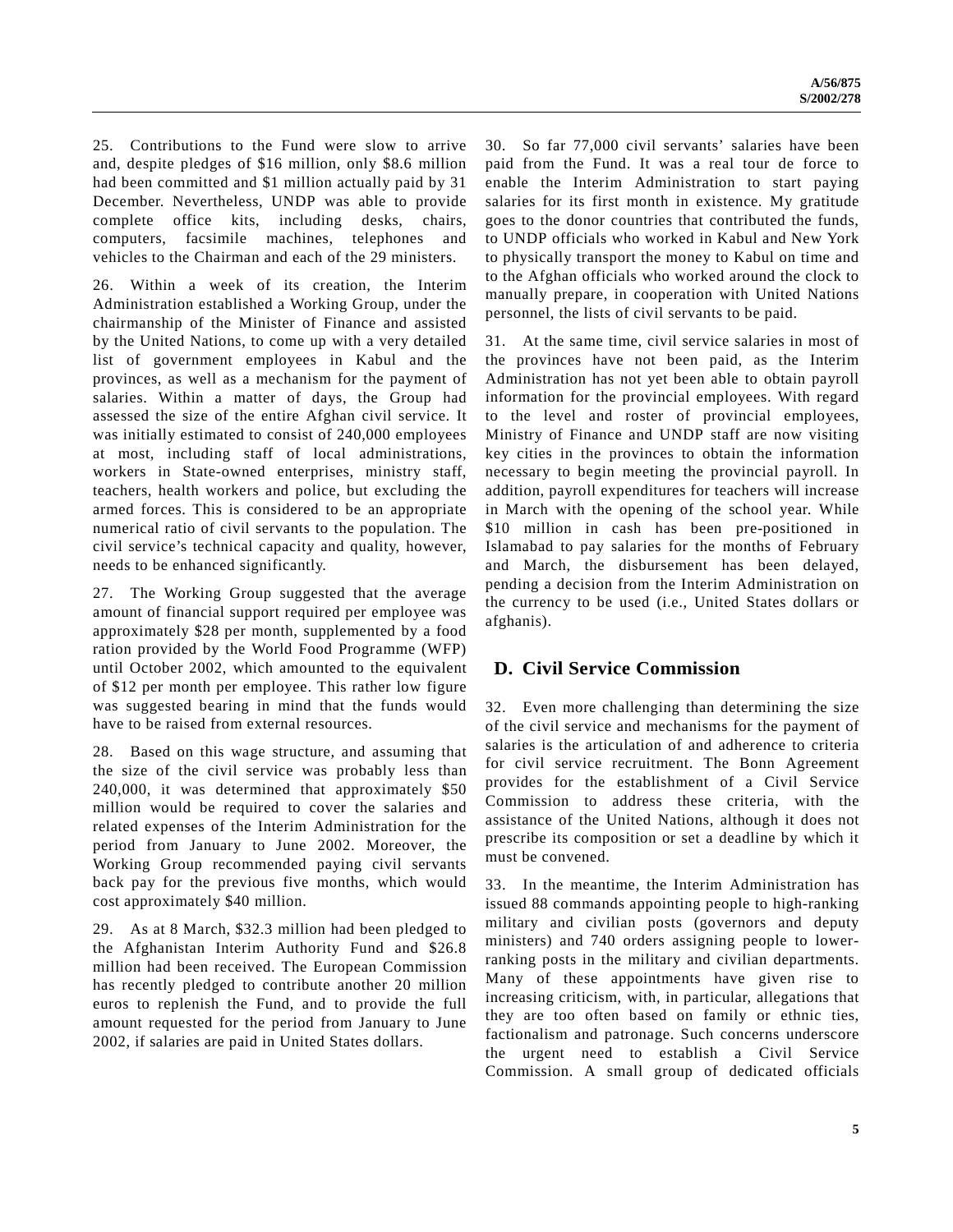25. Contributions to the Fund were slow to arrive and, despite pledges of $16 million, only $8.6 million had been committed and $1 million actually paid by 31 December. Nevertheless, UNDP was able to provide complete office kits, including desks, chairs, computers, facsimile machines, telephones and vehicles to the Chairman and each of the 29 ministers.

26. Within a week of its creation, the Interim Administration established a Working Group, under the chairmanship of the Minister of Finance and assisted by the United Nations, to come up with a very detailed list of government employees in Kabul and the provinces, as well as a mechanism for the payment of salaries. Within a matter of days, the Group had assessed the size of the entire Afghan civil service. It was initially estimated to consist of 240,000 employees at most, including staff of local administrations, workers in State-owned enterprises, ministry staff, teachers, health workers and police, but excluding the armed forces. This is considered to be an appropriate numerical ratio of civil servants to the population. The civil service's technical capacity and quality, however, needs to be enhanced significantly.

27. The Working Group suggested that the average amount of financial support required per employee was approximately $28 per month, supplemented by a food ration provided by the World Food Programme (WFP) until October 2002, which amounted to the equivalent of $12 per month per employee. This rather low figure was suggested bearing in mind that the funds would have to be raised from external resources.

28. Based on this wage structure, and assuming that the size of the civil service was probably less than 240,000, it was determined that approximately $50 million would be required to cover the salaries and related expenses of the Interim Administration for the period from January to June 2002. Moreover, the Working Group recommended paying civil servants back pay for the previous five months, which would cost approximately $40 million.

29. As at 8 March, $32.3 million had been pledged to the Afghanistan Interim Authority Fund and $26.8 million had been received. The European Commission has recently pledged to contribute another 20 million euros to replenish the Fund, and to provide the full amount requested for the period from January to June 2002, if salaries are paid in United States dollars.

30. So far 77,000 civil servants' salaries have been paid from the Fund. It was a real tour de force to enable the Interim Administration to start paying salaries for its first month in existence. My gratitude goes to the donor countries that contributed the funds, to UNDP officials who worked in Kabul and New York to physically transport the money to Kabul on time and to the Afghan officials who worked around the clock to manually prepare, in cooperation with United Nations personnel, the lists of civil servants to be paid.

31. At the same time, civil service salaries in most of the provinces have not been paid, as the Interim Administration has not yet been able to obtain payroll information for the provincial employees. With regard to the level and roster of provincial employees, Ministry of Finance and UNDP staff are now visiting key cities in the provinces to obtain the information necessary to begin meeting the provincial payroll. In addition, payroll expenditures for teachers will increase in March with the opening of the school year. While $10 million in cash has been pre-positioned in Islamabad to pay salaries for the months of February and March, the disbursement has been delayed, pending a decision from the Interim Administration on the currency to be used (i.e., United States dollars or afghanis).

## D. Civil Service Commission

32. Even more challenging than determining the size of the civil service and mechanisms for the payment of salaries is the articulation of and adherence to criteria for civil service recruitment. The Bonn Agreement provides for the establishment of a Civil Service Commission to address these criteria, with the assistance of the United Nations, although it does not prescribe its composition or set a deadline by which it must be convened.

33. In the meantime, the Interim Administration has issued 88 commands appointing people to high-ranking military and civilian posts (governors and deputy ministers) and 740 orders assigning people to lower-ranking posts in the military and civilian departments. Many of these appointments have given rise to increasing criticism, with, in particular, allegations that they are too often based on family or ethnic ties, factionalism and patronage. Such concerns underscore the urgent need to establish a Civil Service Commission. A small group of dedicated officials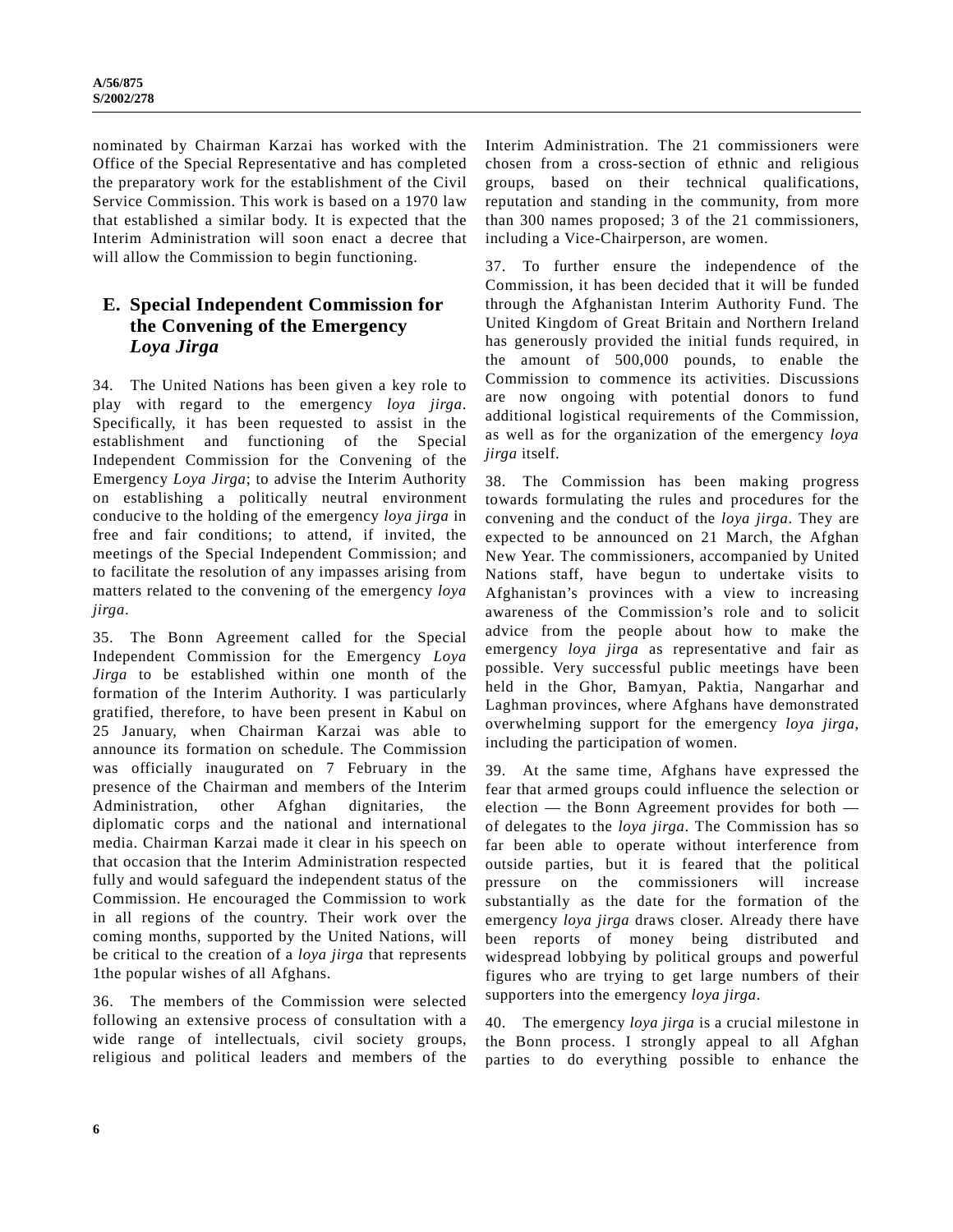nominated by Chairman Karzai has worked with the Office of the Special Representative and has completed the preparatory work for the establishment of the Civil Service Commission. This work is based on a 1970 law that established a similar body. It is expected that the Interim Administration will soon enact a decree that will allow the Commission to begin functioning.

## E. Special Independent Commission for the Convening of the Emergency *Loya Jirga*

34. The United Nations has been given a key role to play with regard to the emergency *loya jirga*. Specifically, it has been requested to assist in the establishment and functioning of the Special Independent Commission for the Convening of the Emergency *Loya Jirga*; to advise the Interim Authority on establishing a politically neutral environment conducive to the holding of the emergency *loya jirga* in free and fair conditions; to attend, if invited, the meetings of the Special Independent Commission; and to facilitate the resolution of any impasses arising from matters related to the convening of the emergency *loya jirga*.

35. The Bonn Agreement called for the Special Independent Commission for the Emergency *Loya Jirga* to be established within one month of the formation of the Interim Authority. I was particularly gratified, therefore, to have been present in Kabul on 25 January, when Chairman Karzai was able to announce its formation on schedule. The Commission was officially inaugurated on 7 February in the presence of the Chairman and members of the Interim Administration, other Afghan dignitaries, the diplomatic corps and the national and international media. Chairman Karzai made it clear in his speech on that occasion that the Interim Administration respected fully and would safeguard the independent status of the Commission. He encouraged the Commission to work in all regions of the country. Their work over the coming months, supported by the United Nations, will be critical to the creation of a *loya jirga* that represents 1the popular wishes of all Afghans.

36. The members of the Commission were selected following an extensive process of consultation with a wide range of intellectuals, civil society groups, religious and political leaders and members of the Interim Administration. The 21 commissioners were chosen from a cross-section of ethnic and religious groups, based on their technical qualifications, reputation and standing in the community, from more than 300 names proposed; 3 of the 21 commissioners, including a Vice-Chairperson, are women.

37. To further ensure the independence of the Commission, it has been decided that it will be funded through the Afghanistan Interim Authority Fund. The United Kingdom of Great Britain and Northern Ireland has generously provided the initial funds required, in the amount of 500,000 pounds, to enable the Commission to commence its activities. Discussions are now ongoing with potential donors to fund additional logistical requirements of the Commission, as well as for the organization of the emergency *loya jirga* itself.

38. The Commission has been making progress towards formulating the rules and procedures for the convening and the conduct of the *loya jirga*. They are expected to be announced on 21 March, the Afghan New Year. The commissioners, accompanied by United Nations staff, have begun to undertake visits to Afghanistan's provinces with a view to increasing awareness of the Commission's role and to solicit advice from the people about how to make the emergency *loya jirga* as representative and fair as possible. Very successful public meetings have been held in the Ghor, Bamyan, Paktia, Nangarhar and Laghman provinces, where Afghans have demonstrated overwhelming support for the emergency *loya jirga*, including the participation of women.

39. At the same time, Afghans have expressed the fear that armed groups could influence the selection or election — the Bonn Agreement provides for both — of delegates to the *loya jirga*. The Commission has so far been able to operate without interference from outside parties, but it is feared that the political pressure on the commissioners will increase substantially as the date for the formation of the emergency *loya jirga* draws closer. Already there have been reports of money being distributed and widespread lobbying by political groups and powerful figures who are trying to get large numbers of their supporters into the emergency *loya jirga*.

40. The emergency *loya jirga* is a crucial milestone in the Bonn process. I strongly appeal to all Afghan parties to do everything possible to enhance the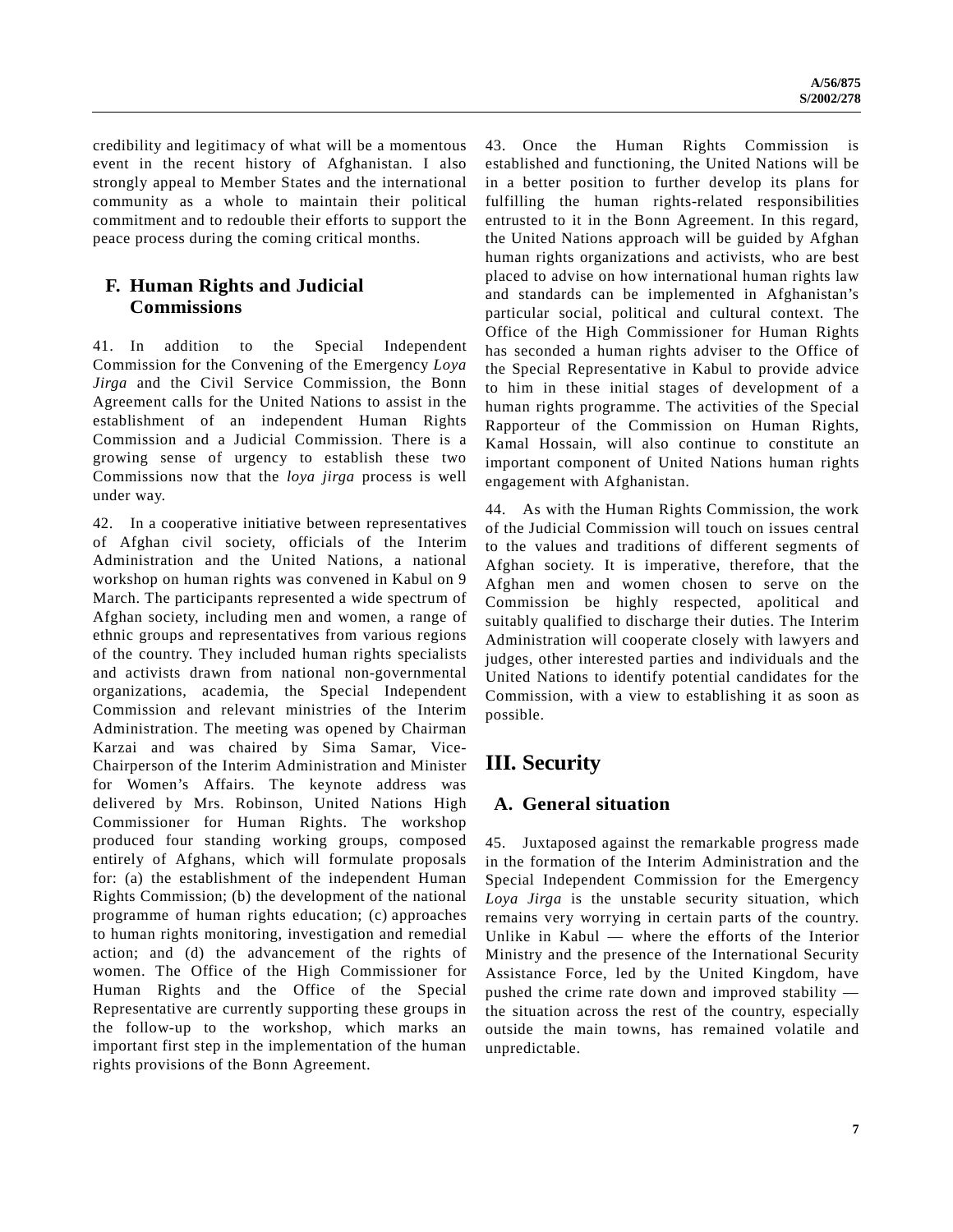credibility and legitimacy of what will be a momentous event in the recent history of Afghanistan. I also strongly appeal to Member States and the international community as a whole to maintain their political commitment and to redouble their efforts to support the peace process during the coming critical months.

## F. Human Rights and Judicial Commissions

41. In addition to the Special Independent Commission for the Convening of the Emergency *Loya Jirga* and the Civil Service Commission, the Bonn Agreement calls for the United Nations to assist in the establishment of an independent Human Rights Commission and a Judicial Commission. There is a growing sense of urgency to establish these two Commissions now that the *loya jirga* process is well under way.

42. In a cooperative initiative between representatives of Afghan civil society, officials of the Interim Administration and the United Nations, a national workshop on human rights was convened in Kabul on 9 March. The participants represented a wide spectrum of Afghan society, including men and women, a range of ethnic groups and representatives from various regions of the country. They included human rights specialists and activists drawn from national non-governmental organizations, academia, the Special Independent Commission and relevant ministries of the Interim Administration. The meeting was opened by Chairman Karzai and was chaired by Sima Samar, Vice-Chairperson of the Interim Administration and Minister for Women's Affairs. The keynote address was delivered by Mrs. Robinson, United Nations High Commissioner for Human Rights. The workshop produced four standing working groups, composed entirely of Afghans, which will formulate proposals for: (a) the establishment of the independent Human Rights Commission; (b) the development of the national programme of human rights education; (c) approaches to human rights monitoring, investigation and remedial action; and (d) the advancement of the rights of women. The Office of the High Commissioner for Human Rights and the Office of the Special Representative are currently supporting these groups in the follow-up to the workshop, which marks an important first step in the implementation of the human rights provisions of the Bonn Agreement.

43. Once the Human Rights Commission is established and functioning, the United Nations will be in a better position to further develop its plans for fulfilling the human rights-related responsibilities entrusted to it in the Bonn Agreement. In this regard, the United Nations approach will be guided by Afghan human rights organizations and activists, who are best placed to advise on how international human rights law and standards can be implemented in Afghanistan's particular social, political and cultural context. The Office of the High Commissioner for Human Rights has seconded a human rights adviser to the Office of the Special Representative in Kabul to provide advice to him in these initial stages of development of a human rights programme. The activities of the Special Rapporteur of the Commission on Human Rights, Kamal Hossain, will also continue to constitute an important component of United Nations human rights engagement with Afghanistan.

44. As with the Human Rights Commission, the work of the Judicial Commission will touch on issues central to the values and traditions of different segments of Afghan society. It is imperative, therefore, that the Afghan men and women chosen to serve on the Commission be highly respected, apolitical and suitably qualified to discharge their duties. The Interim Administration will cooperate closely with lawyers and judges, other interested parties and individuals and the United Nations to identify potential candidates for the Commission, with a view to establishing it as soon as possible.

# III. Security

## A. General situation

45. Juxtaposed against the remarkable progress made in the formation of the Interim Administration and the Special Independent Commission for the Emergency *Loya Jirga* is the unstable security situation, which remains very worrying in certain parts of the country. Unlike in Kabul — where the efforts of the Interior Ministry and the presence of the International Security Assistance Force, led by the United Kingdom, have pushed the crime rate down and improved stability — the situation across the rest of the country, especially outside the main towns, has remained volatile and unpredictable.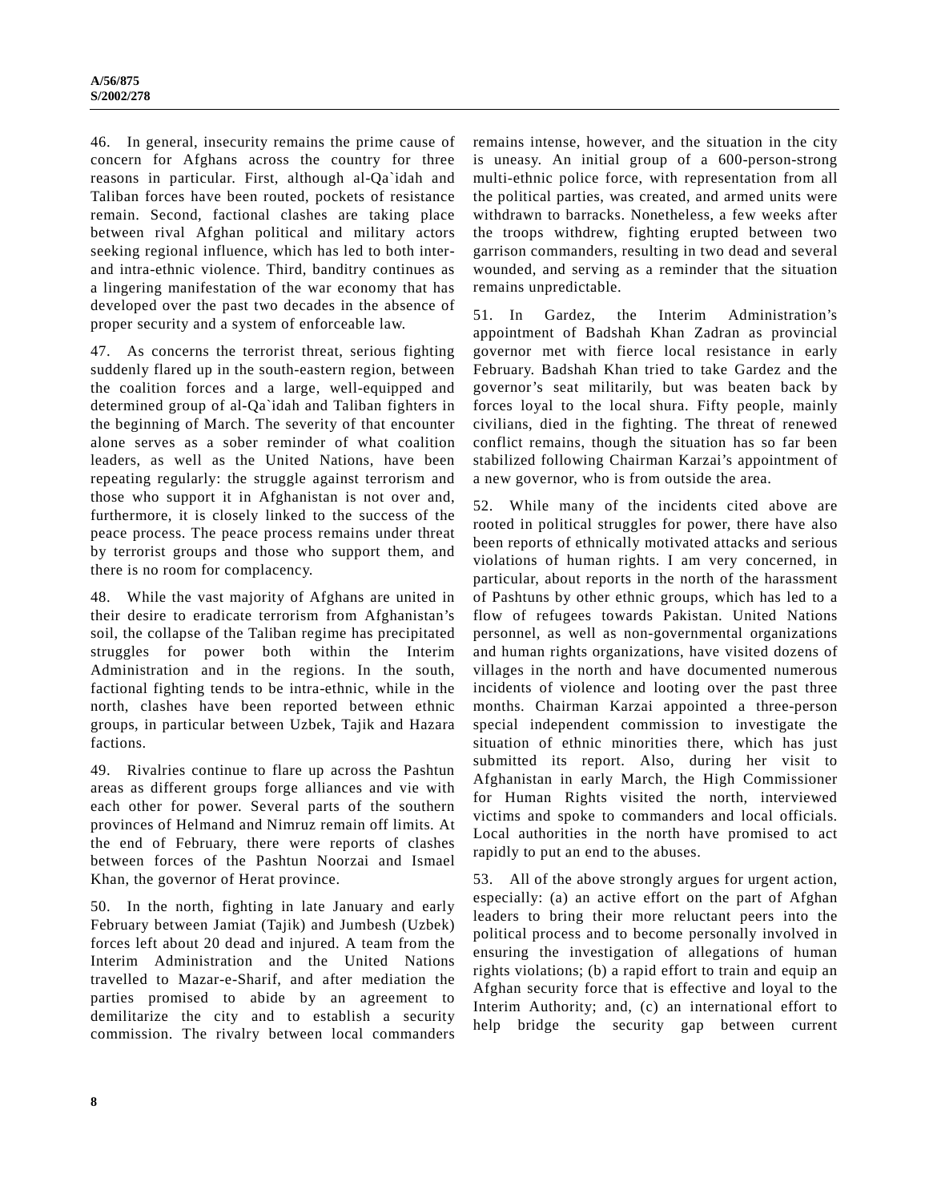46. In general, insecurity remains the prime cause of concern for Afghans across the country for three reasons in particular. First, although al-Qa`idah and Taliban forces have been routed, pockets of resistance remain. Second, factional clashes are taking place between rival Afghan political and military actors seeking regional influence, which has led to both inter- and intra-ethnic violence. Third, banditry continues as a lingering manifestation of the war economy that has developed over the past two decades in the absence of proper security and a system of enforceable law.

47. As concerns the terrorist threat, serious fighting suddenly flared up in the south-eastern region, between the coalition forces and a large, well-equipped and determined group of al-Qa`idah and Taliban fighters in the beginning of March. The severity of that encounter alone serves as a sober reminder of what coalition leaders, as well as the United Nations, have been repeating regularly: the struggle against terrorism and those who support it in Afghanistan is not over and, furthermore, it is closely linked to the success of the peace process. The peace process remains under threat by terrorist groups and those who support them, and there is no room for complacency.

48. While the vast majority of Afghans are united in their desire to eradicate terrorism from Afghanistan's soil, the collapse of the Taliban regime has precipitated struggles for power both within the Interim Administration and in the regions. In the south, factional fighting tends to be intra-ethnic, while in the north, clashes have been reported between ethnic groups, in particular between Uzbek, Tajik and Hazara factions.

49. Rivalries continue to flare up across the Pashtun areas as different groups forge alliances and vie with each other for power. Several parts of the southern provinces of Helmand and Nimruz remain off limits. At the end of February, there were reports of clashes between forces of the Pashtun Noorzai and Ismael Khan, the governor of Herat province.

50. In the north, fighting in late January and early February between Jamiat (Tajik) and Jumbesh (Uzbek) forces left about 20 dead and injured. A team from the Interim Administration and the United Nations travelled to Mazar-e-Sharif, and after mediation the parties promised to abide by an agreement to demilitarize the city and to establish a security commission. The rivalry between local commanders remains intense, however, and the situation in the city is uneasy. An initial group of a 600-person-strong multi-ethnic police force, with representation from all the political parties, was created, and armed units were withdrawn to barracks. Nonetheless, a few weeks after the troops withdrew, fighting erupted between two garrison commanders, resulting in two dead and several wounded, and serving as a reminder that the situation remains unpredictable.

51. In Gardez, the Interim Administration's appointment of Badshah Khan Zadran as provincial governor met with fierce local resistance in early February. Badshah Khan tried to take Gardez and the governor's seat militarily, but was beaten back by forces loyal to the local shura. Fifty people, mainly civilians, died in the fighting. The threat of renewed conflict remains, though the situation has so far been stabilized following Chairman Karzai's appointment of a new governor, who is from outside the area.

52. While many of the incidents cited above are rooted in political struggles for power, there have also been reports of ethnically motivated attacks and serious violations of human rights. I am very concerned, in particular, about reports in the north of the harassment of Pashtuns by other ethnic groups, which has led to a flow of refugees towards Pakistan. United Nations personnel, as well as non-governmental organizations and human rights organizations, have visited dozens of villages in the north and have documented numerous incidents of violence and looting over the past three months. Chairman Karzai appointed a three-person special independent commission to investigate the situation of ethnic minorities there, which has just submitted its report. Also, during her visit to Afghanistan in early March, the High Commissioner for Human Rights visited the north, interviewed victims and spoke to commanders and local officials. Local authorities in the north have promised to act rapidly to put an end to the abuses.

53. All of the above strongly argues for urgent action, especially: (a) an active effort on the part of Afghan leaders to bring their more reluctant peers into the political process and to become personally involved in ensuring the investigation of allegations of human rights violations; (b) a rapid effort to train and equip an Afghan security force that is effective and loyal to the Interim Authority; and, (c) an international effort to help bridge the security gap between current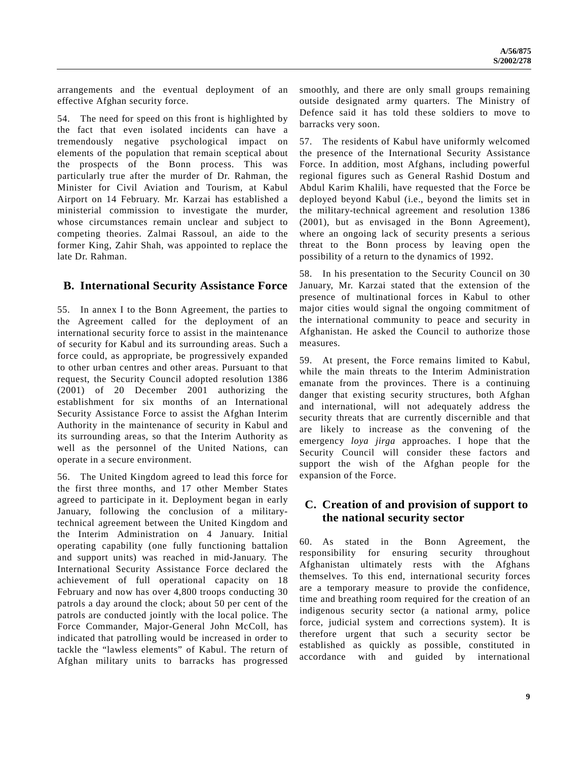arrangements and the eventual deployment of an effective Afghan security force.

54. The need for speed on this front is highlighted by the fact that even isolated incidents can have a tremendously negative psychological impact on elements of the population that remain sceptical about the prospects of the Bonn process. This was particularly true after the murder of Dr. Rahman, the Minister for Civil Aviation and Tourism, at Kabul Airport on 14 February. Mr. Karzai has established a ministerial commission to investigate the murder, whose circumstances remain unclear and subject to competing theories. Zalmai Rassoul, an aide to the former King, Zahir Shah, was appointed to replace the late Dr. Rahman.

## B. International Security Assistance Force

55. In annex I to the Bonn Agreement, the parties to the Agreement called for the deployment of an international security force to assist in the maintenance of security for Kabul and its surrounding areas. Such a force could, as appropriate, be progressively expanded to other urban centres and other areas. Pursuant to that request, the Security Council adopted resolution 1386 (2001) of 20 December 2001 authorizing the establishment for six months of an International Security Assistance Force to assist the Afghan Interim Authority in the maintenance of security in Kabul and its surrounding areas, so that the Interim Authority as well as the personnel of the United Nations, can operate in a secure environment.

56. The United Kingdom agreed to lead this force for the first three months, and 17 other Member States agreed to participate in it. Deployment began in early January, following the conclusion of a military-technical agreement between the United Kingdom and the Interim Administration on 4 January. Initial operating capability (one fully functioning battalion and support units) was reached in mid-January. The International Security Assistance Force declared the achievement of full operational capacity on 18 February and now has over 4,800 troops conducting 30 patrols a day around the clock; about 50 per cent of the patrols are conducted jointly with the local police. The Force Commander, Major-General John McColl, has indicated that patrolling would be increased in order to tackle the "lawless elements" of Kabul. The return of Afghan military units to barracks has progressed smoothly, and there are only small groups remaining outside designated army quarters. The Ministry of Defence said it has told these soldiers to move to barracks very soon.

57. The residents of Kabul have uniformly welcomed the presence of the International Security Assistance Force. In addition, most Afghans, including powerful regional figures such as General Rashid Dostum and Abdul Karim Khalili, have requested that the Force be deployed beyond Kabul (i.e., beyond the limits set in the military-technical agreement and resolution 1386 (2001), but as envisaged in the Bonn Agreement), where an ongoing lack of security presents a serious threat to the Bonn process by leaving open the possibility of a return to the dynamics of 1992.

58. In his presentation to the Security Council on 30 January, Mr. Karzai stated that the extension of the presence of multinational forces in Kabul to other major cities would signal the ongoing commitment of the international community to peace and security in Afghanistan. He asked the Council to authorize those measures.

59. At present, the Force remains limited to Kabul, while the main threats to the Interim Administration emanate from the provinces. There is a continuing danger that existing security structures, both Afghan and international, will not adequately address the security threats that are currently discernible and that are likely to increase as the convening of the emergency *loya jirga* approaches. I hope that the Security Council will consider these factors and support the wish of the Afghan people for the expansion of the Force.

## C. Creation of and provision of support to the national security sector

60. As stated in the Bonn Agreement, the responsibility for ensuring security throughout Afghanistan ultimately rests with the Afghans themselves. To this end, international security forces are a temporary measure to provide the confidence, time and breathing room required for the creation of an indigenous security sector (a national army, police force, judicial system and corrections system). It is therefore urgent that such a security sector be established as quickly as possible, constituted in accordance with and guided by international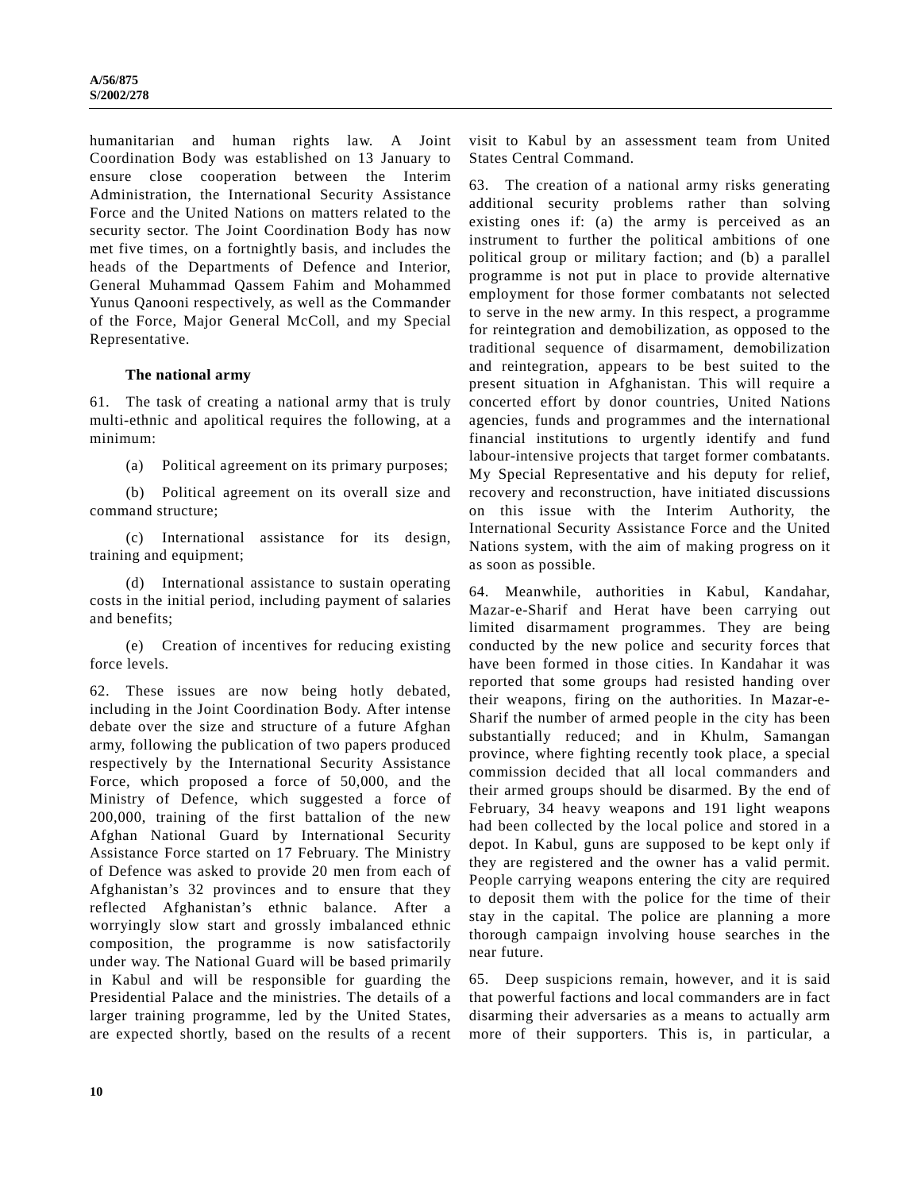humanitarian and human rights law. A Joint Coordination Body was established on 13 January to ensure close cooperation between the Interim Administration, the International Security Assistance Force and the United Nations on matters related to the security sector. The Joint Coordination Body has now met five times, on a fortnightly basis, and includes the heads of the Departments of Defence and Interior, General Muhammad Qassem Fahim and Mohammed Yunus Qanooni respectively, as well as the Commander of the Force, Major General McColl, and my Special Representative.

### The national army

61. The task of creating a national army that is truly multi-ethnic and apolitical requires the following, at a minimum:

(a) Political agreement on its primary purposes;

(b) Political agreement on its overall size and command structure;

(c) International assistance for its design, training and equipment;

(d) International assistance to sustain operating costs in the initial period, including payment of salaries and benefits;

(e) Creation of incentives for reducing existing force levels.

62. These issues are now being hotly debated, including in the Joint Coordination Body. After intense debate over the size and structure of a future Afghan army, following the publication of two papers produced respectively by the International Security Assistance Force, which proposed a force of 50,000, and the Ministry of Defence, which suggested a force of 200,000, training of the first battalion of the new Afghan National Guard by International Security Assistance Force started on 17 February. The Ministry of Defence was asked to provide 20 men from each of Afghanistan's 32 provinces and to ensure that they reflected Afghanistan's ethnic balance. After a worryingly slow start and grossly imbalanced ethnic composition, the programme is now satisfactorily under way. The National Guard will be based primarily in Kabul and will be responsible for guarding the Presidential Palace and the ministries. The details of a larger training programme, led by the United States, are expected shortly, based on the results of a recent visit to Kabul by an assessment team from United States Central Command.

63. The creation of a national army risks generating additional security problems rather than solving existing ones if: (a) the army is perceived as an instrument to further the political ambitions of one political group or military faction; and (b) a parallel programme is not put in place to provide alternative employment for those former combatants not selected to serve in the new army. In this respect, a programme for reintegration and demobilization, as opposed to the traditional sequence of disarmament, demobilization and reintegration, appears to be best suited to the present situation in Afghanistan. This will require a concerted effort by donor countries, United Nations agencies, funds and programmes and the international financial institutions to urgently identify and fund labour-intensive projects that target former combatants. My Special Representative and his deputy for relief, recovery and reconstruction, have initiated discussions on this issue with the Interim Authority, the International Security Assistance Force and the United Nations system, with the aim of making progress on it as soon as possible.

64. Meanwhile, authorities in Kabul, Kandahar, Mazar-e-Sharif and Herat have been carrying out limited disarmament programmes. They are being conducted by the new police and security forces that have been formed in those cities. In Kandahar it was reported that some groups had resisted handing over their weapons, firing on the authorities. In Mazar-e-Sharif the number of armed people in the city has been substantially reduced; and in Khulm, Samangan province, where fighting recently took place, a special commission decided that all local commanders and their armed groups should be disarmed. By the end of February, 34 heavy weapons and 191 light weapons had been collected by the local police and stored in a depot. In Kabul, guns are supposed to be kept only if they are registered and the owner has a valid permit. People carrying weapons entering the city are required to deposit them with the police for the time of their stay in the capital. The police are planning a more thorough campaign involving house searches in the near future.

65. Deep suspicions remain, however, and it is said that powerful factions and local commanders are in fact disarming their adversaries as a means to actually arm more of their supporters. This is, in particular, a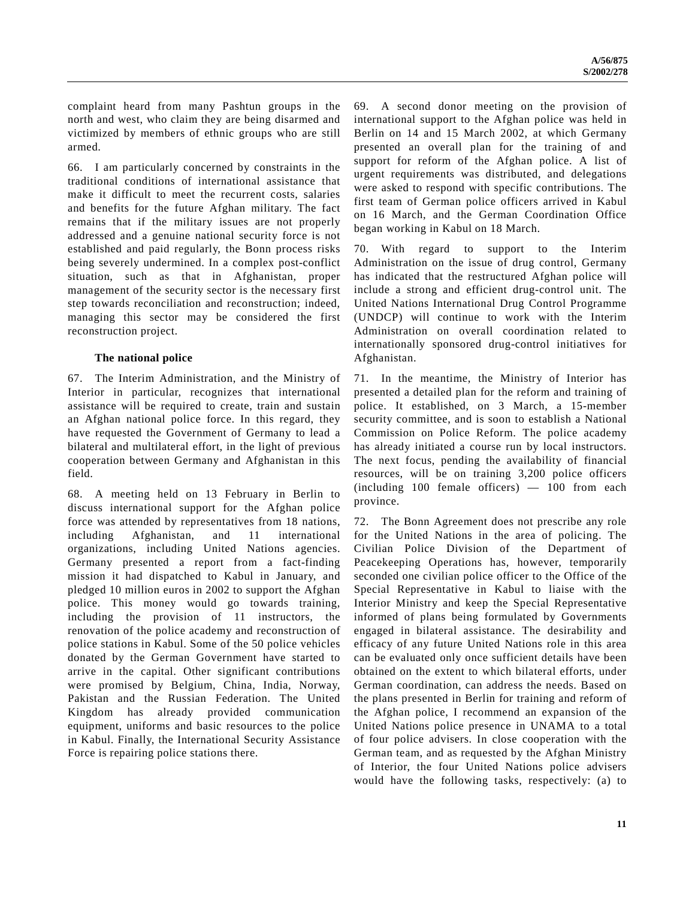complaint heard from many Pashtun groups in the north and west, who claim they are being disarmed and victimized by members of ethnic groups who are still armed.

66. I am particularly concerned by constraints in the traditional conditions of international assistance that make it difficult to meet the recurrent costs, salaries and benefits for the future Afghan military. The fact remains that if the military issues are not properly addressed and a genuine national security force is not established and paid regularly, the Bonn process risks being severely undermined. In a complex post-conflict situation, such as that in Afghanistan, proper management of the security sector is the necessary first step towards reconciliation and reconstruction; indeed, managing this sector may be considered the first reconstruction project.

### The national police

67. The Interim Administration, and the Ministry of Interior in particular, recognizes that international assistance will be required to create, train and sustain an Afghan national police force. In this regard, they have requested the Government of Germany to lead a bilateral and multilateral effort, in the light of previous cooperation between Germany and Afghanistan in this field.

68. A meeting held on 13 February in Berlin to discuss international support for the Afghan police force was attended by representatives from 18 nations, including Afghanistan, and 11 international organizations, including United Nations agencies. Germany presented a report from a fact-finding mission it had dispatched to Kabul in January, and pledged 10 million euros in 2002 to support the Afghan police. This money would go towards training, including the provision of 11 instructors, the renovation of the police academy and reconstruction of police stations in Kabul. Some of the 50 police vehicles donated by the German Government have started to arrive in the capital. Other significant contributions were promised by Belgium, China, India, Norway, Pakistan and the Russian Federation. The United Kingdom has already provided communication equipment, uniforms and basic resources to the police in Kabul. Finally, the International Security Assistance Force is repairing police stations there.

69. A second donor meeting on the provision of international support to the Afghan police was held in Berlin on 14 and 15 March 2002, at which Germany presented an overall plan for the training of and support for reform of the Afghan police. A list of urgent requirements was distributed, and delegations were asked to respond with specific contributions. The first team of German police officers arrived in Kabul on 16 March, and the German Coordination Office began working in Kabul on 18 March.

70. With regard to support to the Interim Administration on the issue of drug control, Germany has indicated that the restructured Afghan police will include a strong and efficient drug-control unit. The United Nations International Drug Control Programme (UNDCP) will continue to work with the Interim Administration on overall coordination related to internationally sponsored drug-control initiatives for Afghanistan.

71. In the meantime, the Ministry of Interior has presented a detailed plan for the reform and training of police. It established, on 3 March, a 15-member security committee, and is soon to establish a National Commission on Police Reform. The police academy has already initiated a course run by local instructors. The next focus, pending the availability of financial resources, will be on training 3,200 police officers (including 100 female officers) — 100 from each province.

72. The Bonn Agreement does not prescribe any role for the United Nations in the area of policing. The Civilian Police Division of the Department of Peacekeeping Operations has, however, temporarily seconded one civilian police officer to the Office of the Special Representative in Kabul to liaise with the Interior Ministry and keep the Special Representative informed of plans being formulated by Governments engaged in bilateral assistance. The desirability and efficacy of any future United Nations role in this area can be evaluated only once sufficient details have been obtained on the extent to which bilateral efforts, under German coordination, can address the needs. Based on the plans presented in Berlin for training and reform of the Afghan police, I recommend an expansion of the United Nations police presence in UNAMA to a total of four police advisers. In close cooperation with the German team, and as requested by the Afghan Ministry of Interior, the four United Nations police advisers would have the following tasks, respectively: (a) to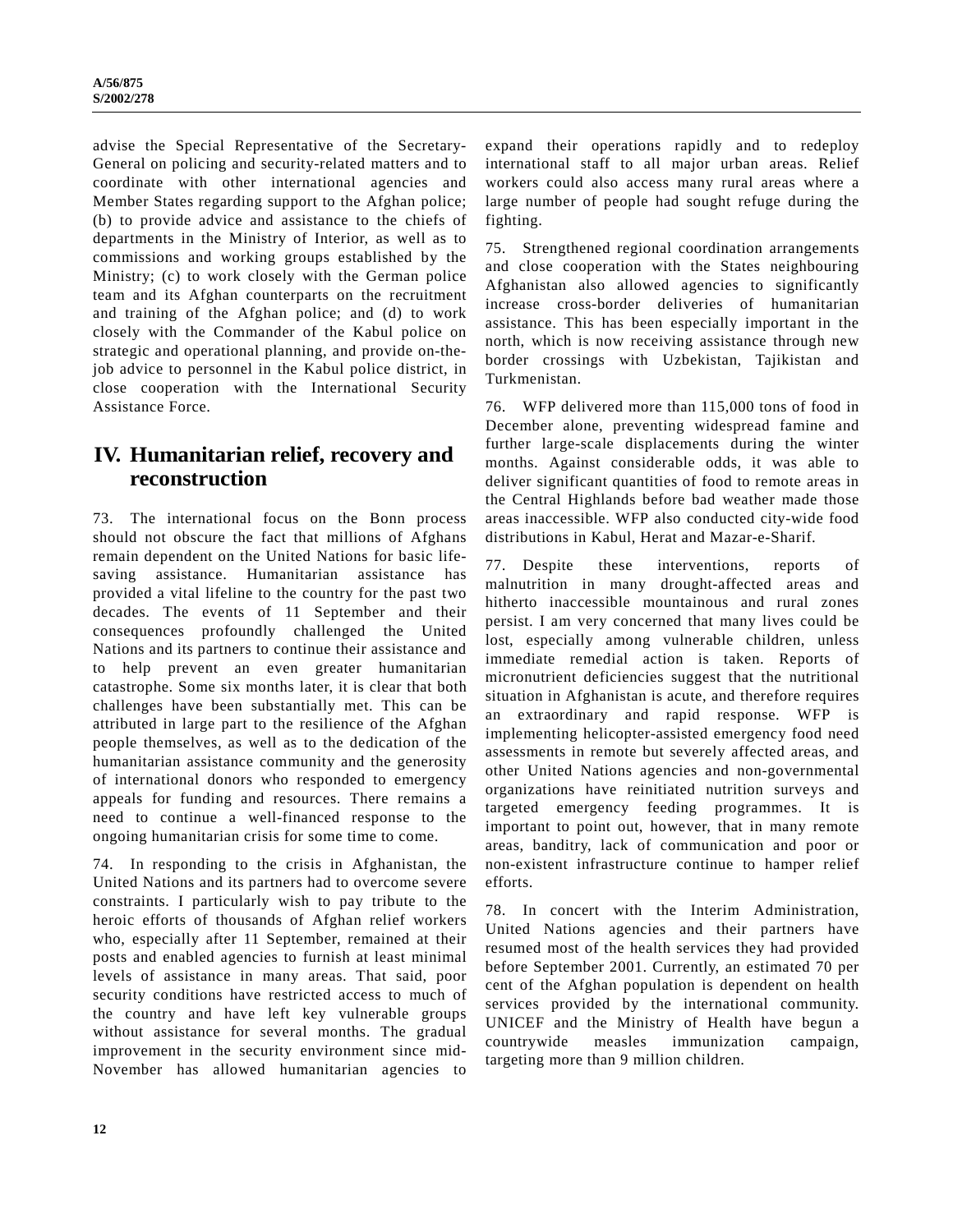advise the Special Representative of the Secretary-General on policing and security-related matters and to coordinate with other international agencies and Member States regarding support to the Afghan police; (b) to provide advice and assistance to the chiefs of departments in the Ministry of Interior, as well as to commissions and working groups established by the Ministry; (c) to work closely with the German police team and its Afghan counterparts on the recruitment and training of the Afghan police; and (d) to work closely with the Commander of the Kabul police on strategic and operational planning, and provide on-the-job advice to personnel in the Kabul police district, in close cooperation with the International Security Assistance Force.

# IV. Humanitarian relief, recovery and reconstruction

73. The international focus on the Bonn process should not obscure the fact that millions of Afghans remain dependent on the United Nations for basic life-saving assistance. Humanitarian assistance has provided a vital lifeline to the country for the past two decades. The events of 11 September and their consequences profoundly challenged the United Nations and its partners to continue their assistance and to help prevent an even greater humanitarian catastrophe. Some six months later, it is clear that both challenges have been substantially met. This can be attributed in large part to the resilience of the Afghan people themselves, as well as to the dedication of the humanitarian assistance community and the generosity of international donors who responded to emergency appeals for funding and resources. There remains a need to continue a well-financed response to the ongoing humanitarian crisis for some time to come.

74. In responding to the crisis in Afghanistan, the United Nations and its partners had to overcome severe constraints. I particularly wish to pay tribute to the heroic efforts of thousands of Afghan relief workers who, especially after 11 September, remained at their posts and enabled agencies to furnish at least minimal levels of assistance in many areas. That said, poor security conditions have restricted access to much of the country and have left key vulnerable groups without assistance for several months. The gradual improvement in the security environment since mid-November has allowed humanitarian agencies to expand their operations rapidly and to redeploy international staff to all major urban areas. Relief workers could also access many rural areas where a large number of people had sought refuge during the fighting.

75. Strengthened regional coordination arrangements and close cooperation with the States neighbouring Afghanistan also allowed agencies to significantly increase cross-border deliveries of humanitarian assistance. This has been especially important in the north, which is now receiving assistance through new border crossings with Uzbekistan, Tajikistan and Turkmenistan.

76. WFP delivered more than 115,000 tons of food in December alone, preventing widespread famine and further large-scale displacements during the winter months. Against considerable odds, it was able to deliver significant quantities of food to remote areas in the Central Highlands before bad weather made those areas inaccessible. WFP also conducted city-wide food distributions in Kabul, Herat and Mazar-e-Sharif.

77. Despite these interventions, reports of malnutrition in many drought-affected areas and hitherto inaccessible mountainous and rural zones persist. I am very concerned that many lives could be lost, especially among vulnerable children, unless immediate remedial action is taken. Reports of micronutrient deficiencies suggest that the nutritional situation in Afghanistan is acute, and therefore requires an extraordinary and rapid response. WFP is implementing helicopter-assisted emergency food need assessments in remote but severely affected areas, and other United Nations agencies and non-governmental organizations have reinitiated nutrition surveys and targeted emergency feeding programmes. It is important to point out, however, that in many remote areas, banditry, lack of communication and poor or non-existent infrastructure continue to hamper relief efforts.

78. In concert with the Interim Administration, United Nations agencies and their partners have resumed most of the health services they had provided before September 2001. Currently, an estimated 70 per cent of the Afghan population is dependent on health services provided by the international community. UNICEF and the Ministry of Health have begun a countrywide measles immunization campaign, targeting more than 9 million children.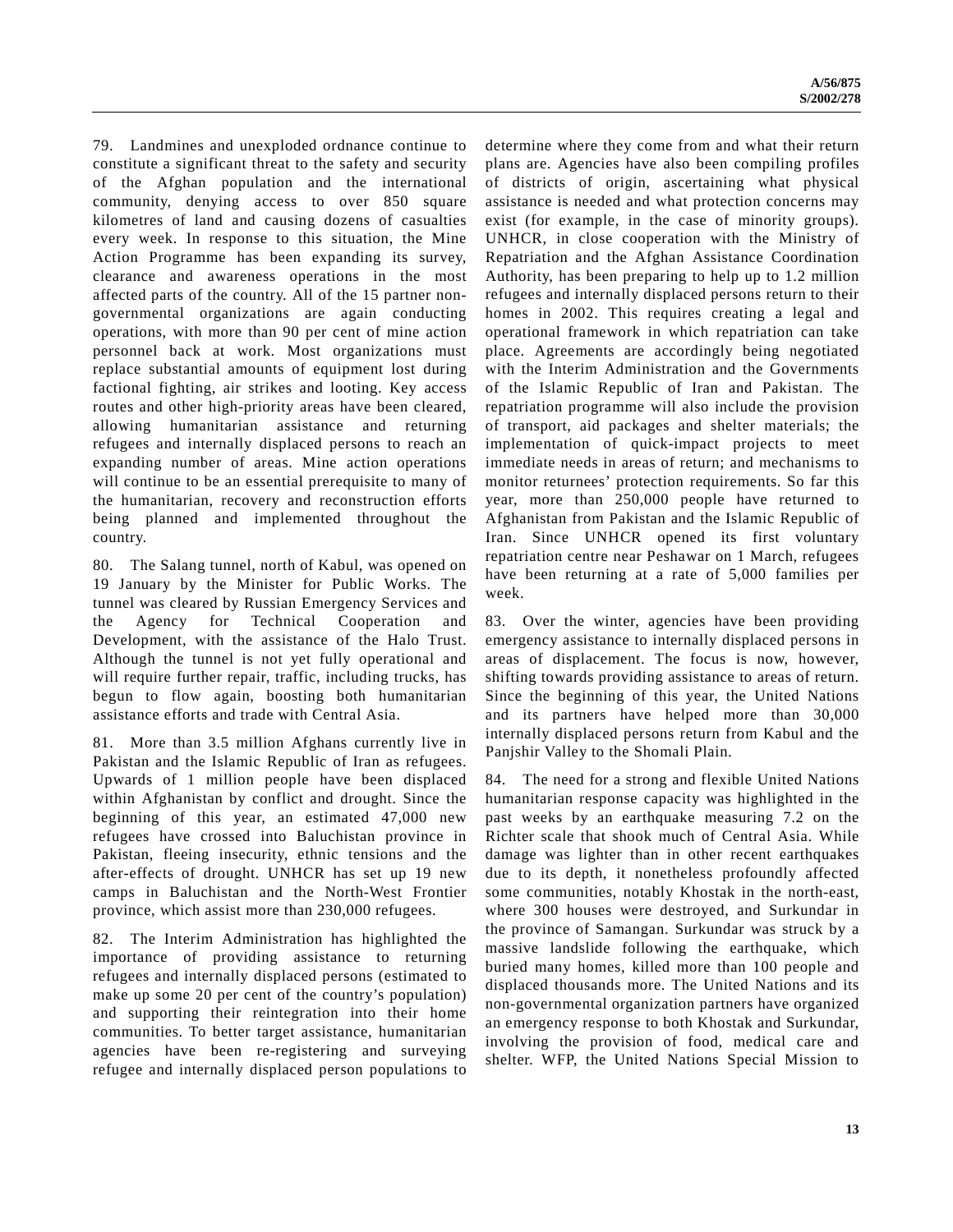79. Landmines and unexploded ordnance continue to constitute a significant threat to the safety and security of the Afghan population and the international community, denying access to over 850 square kilometres of land and causing dozens of casualties every week. In response to this situation, the Mine Action Programme has been expanding its survey, clearance and awareness operations in the most affected parts of the country. All of the 15 partner non-governmental organizations are again conducting operations, with more than 90 per cent of mine action personnel back at work. Most organizations must replace substantial amounts of equipment lost during factional fighting, air strikes and looting. Key access routes and other high-priority areas have been cleared, allowing humanitarian assistance and returning refugees and internally displaced persons to reach an expanding number of areas. Mine action operations will continue to be an essential prerequisite to many of the humanitarian, recovery and reconstruction efforts being planned and implemented throughout the country.

80. The Salang tunnel, north of Kabul, was opened on 19 January by the Minister for Public Works. The tunnel was cleared by Russian Emergency Services and the Agency for Technical Cooperation and Development, with the assistance of the Halo Trust. Although the tunnel is not yet fully operational and will require further repair, traffic, including trucks, has begun to flow again, boosting both humanitarian assistance efforts and trade with Central Asia.

81. More than 3.5 million Afghans currently live in Pakistan and the Islamic Republic of Iran as refugees. Upwards of 1 million people have been displaced within Afghanistan by conflict and drought. Since the beginning of this year, an estimated 47,000 new refugees have crossed into Baluchistan province in Pakistan, fleeing insecurity, ethnic tensions and the after-effects of drought. UNHCR has set up 19 new camps in Baluchistan and the North-West Frontier province, which assist more than 230,000 refugees.

82. The Interim Administration has highlighted the importance of providing assistance to returning refugees and internally displaced persons (estimated to make up some 20 per cent of the country's population) and supporting their reintegration into their home communities. To better target assistance, humanitarian agencies have been re-registering and surveying refugee and internally displaced person populations to determine where they come from and what their return plans are. Agencies have also been compiling profiles of districts of origin, ascertaining what physical assistance is needed and what protection concerns may exist (for example, in the case of minority groups). UNHCR, in close cooperation with the Ministry of Repatriation and the Afghan Assistance Coordination Authority, has been preparing to help up to 1.2 million refugees and internally displaced persons return to their homes in 2002. This requires creating a legal and operational framework in which repatriation can take place. Agreements are accordingly being negotiated with the Interim Administration and the Governments of the Islamic Republic of Iran and Pakistan. The repatriation programme will also include the provision of transport, aid packages and shelter materials; the implementation of quick-impact projects to meet immediate needs in areas of return; and mechanisms to monitor returnees' protection requirements. So far this year, more than 250,000 people have returned to Afghanistan from Pakistan and the Islamic Republic of Iran. Since UNHCR opened its first voluntary repatriation centre near Peshawar on 1 March, refugees have been returning at a rate of 5,000 families per week.

83. Over the winter, agencies have been providing emergency assistance to internally displaced persons in areas of displacement. The focus is now, however, shifting towards providing assistance to areas of return. Since the beginning of this year, the United Nations and its partners have helped more than 30,000 internally displaced persons return from Kabul and the Panjshir Valley to the Shomali Plain.

84. The need for a strong and flexible United Nations humanitarian response capacity was highlighted in the past weeks by an earthquake measuring 7.2 on the Richter scale that shook much of Central Asia. While damage was lighter than in other recent earthquakes due to its depth, it nonetheless profoundly affected some communities, notably Khostak in the north-east, where 300 houses were destroyed, and Surkundar in the province of Samangan. Surkundar was struck by a massive landslide following the earthquake, which buried many homes, killed more than 100 people and displaced thousands more. The United Nations and its non-governmental organization partners have organized an emergency response to both Khostak and Surkundar, involving the provision of food, medical care and shelter. WFP, the United Nations Special Mission to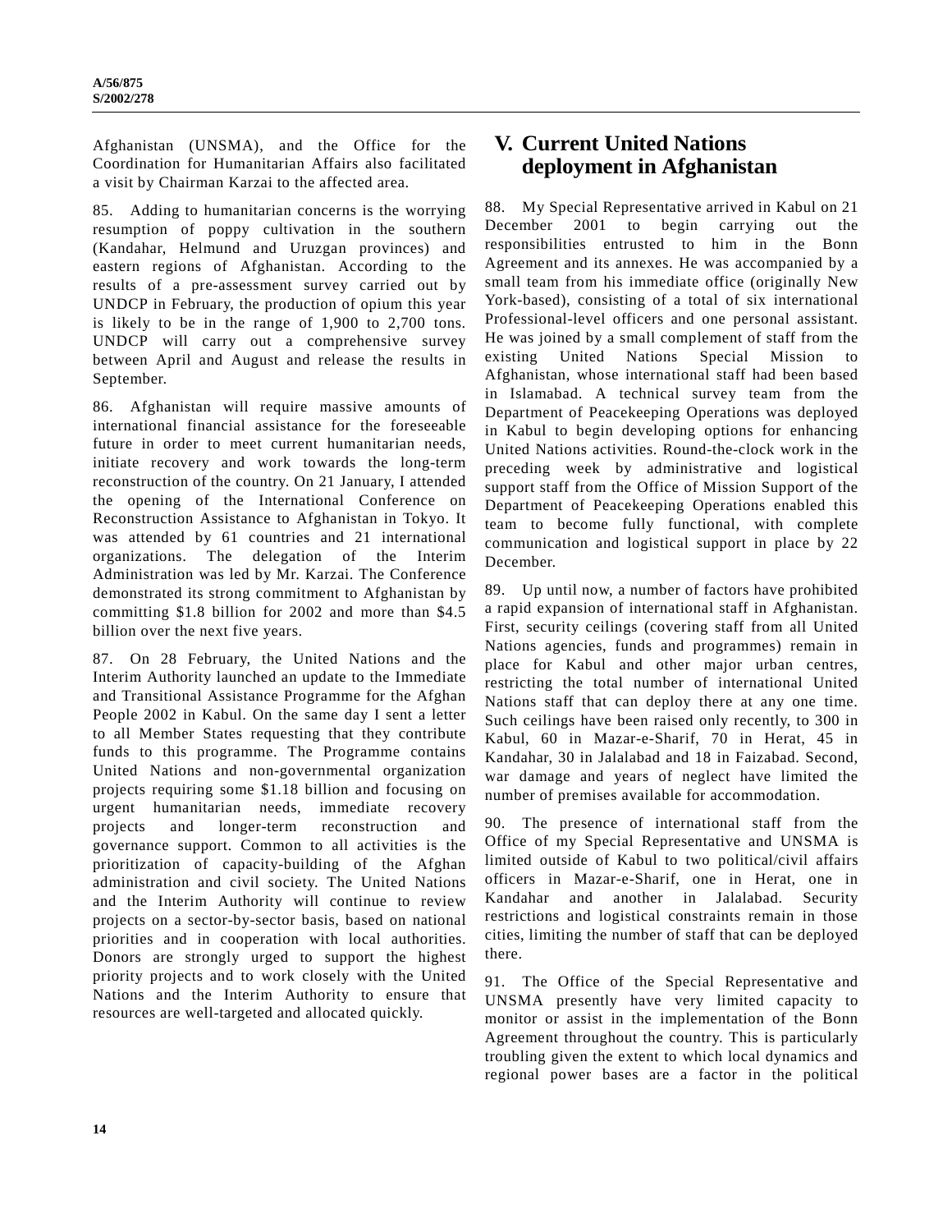Afghanistan (UNSMA), and the Office for the Coordination for Humanitarian Affairs also facilitated a visit by Chairman Karzai to the affected area.

85. Adding to humanitarian concerns is the worrying resumption of poppy cultivation in the southern (Kandahar, Helmund and Uruzgan provinces) and eastern regions of Afghanistan. According to the results of a pre-assessment survey carried out by UNDCP in February, the production of opium this year is likely to be in the range of 1,900 to 2,700 tons. UNDCP will carry out a comprehensive survey between April and August and release the results in September.

86. Afghanistan will require massive amounts of international financial assistance for the foreseeable future in order to meet current humanitarian needs, initiate recovery and work towards the long-term reconstruction of the country. On 21 January, I attended the opening of the International Conference on Reconstruction Assistance to Afghanistan in Tokyo. It was attended by 61 countries and 21 international organizations. The delegation of the Interim Administration was led by Mr. Karzai. The Conference demonstrated its strong commitment to Afghanistan by committing $1.8 billion for 2002 and more than $4.5 billion over the next five years.

87. On 28 February, the United Nations and the Interim Authority launched an update to the Immediate and Transitional Assistance Programme for the Afghan People 2002 in Kabul. On the same day I sent a letter to all Member States requesting that they contribute funds to this programme. The Programme contains United Nations and non-governmental organization projects requiring some $1.18 billion and focusing on urgent humanitarian needs, immediate recovery projects and longer-term reconstruction and governance support. Common to all activities is the prioritization of capacity-building of the Afghan administration and civil society. The United Nations and the Interim Authority will continue to review projects on a sector-by-sector basis, based on national priorities and in cooperation with local authorities. Donors are strongly urged to support the highest priority projects and to work closely with the United Nations and the Interim Authority to ensure that resources are well-targeted and allocated quickly.

## V. Current United Nations deployment in Afghanistan

88. My Special Representative arrived in Kabul on 21 December 2001 to begin carrying out the responsibilities entrusted to him in the Bonn Agreement and its annexes. He was accompanied by a small team from his immediate office (originally New York-based), consisting of a total of six international Professional-level officers and one personal assistant. He was joined by a small complement of staff from the existing United Nations Special Mission to Afghanistan, whose international staff had been based in Islamabad. A technical survey team from the Department of Peacekeeping Operations was deployed in Kabul to begin developing options for enhancing United Nations activities. Round-the-clock work in the preceding week by administrative and logistical support staff from the Office of Mission Support of the Department of Peacekeeping Operations enabled this team to become fully functional, with complete communication and logistical support in place by 22 December.

89. Up until now, a number of factors have prohibited a rapid expansion of international staff in Afghanistan. First, security ceilings (covering staff from all United Nations agencies, funds and programmes) remain in place for Kabul and other major urban centres, restricting the total number of international United Nations staff that can deploy there at any one time. Such ceilings have been raised only recently, to 300 in Kabul, 60 in Mazar-e-Sharif, 70 in Herat, 45 in Kandahar, 30 in Jalalabad and 18 in Faizabad. Second, war damage and years of neglect have limited the number of premises available for accommodation.

90. The presence of international staff from the Office of my Special Representative and UNSMA is limited outside of Kabul to two political/civil affairs officers in Mazar-e-Sharif, one in Herat, one in Kandahar and another in Jalalabad. Security restrictions and logistical constraints remain in those cities, limiting the number of staff that can be deployed there.

91. The Office of the Special Representative and UNSMA presently have very limited capacity to monitor or assist in the implementation of the Bonn Agreement throughout the country. This is particularly troubling given the extent to which local dynamics and regional power bases are a factor in the political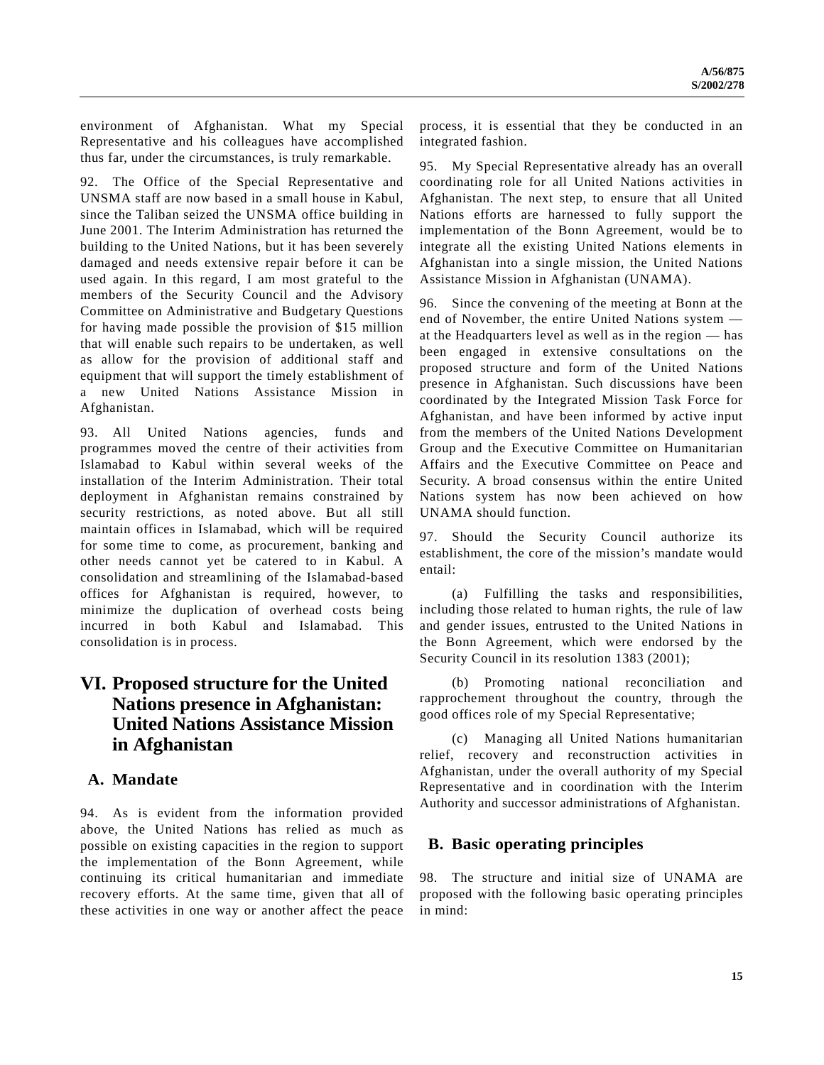environment of Afghanistan. What my Special Representative and his colleagues have accomplished thus far, under the circumstances, is truly remarkable.

92. The Office of the Special Representative and UNSMA staff are now based in a small house in Kabul, since the Taliban seized the UNSMA office building in June 2001. The Interim Administration has returned the building to the United Nations, but it has been severely damaged and needs extensive repair before it can be used again. In this regard, I am most grateful to the members of the Security Council and the Advisory Committee on Administrative and Budgetary Questions for having made possible the provision of $15 million that will enable such repairs to be undertaken, as well as allow for the provision of additional staff and equipment that will support the timely establishment of a new United Nations Assistance Mission in Afghanistan.

93. All United Nations agencies, funds and programmes moved the centre of their activities from Islamabad to Kabul within several weeks of the installation of the Interim Administration. Their total deployment in Afghanistan remains constrained by security restrictions, as noted above. But all still maintain offices in Islamabad, which will be required for some time to come, as procurement, banking and other needs cannot yet be catered to in Kabul. A consolidation and streamlining of the Islamabad-based offices for Afghanistan is required, however, to minimize the duplication of overhead costs being incurred in both Kabul and Islamabad. This consolidation is in process.

# VI. Proposed structure for the United Nations presence in Afghanistan: United Nations Assistance Mission in Afghanistan

## A. Mandate

94. As is evident from the information provided above, the United Nations has relied as much as possible on existing capacities in the region to support the implementation of the Bonn Agreement, while continuing its critical humanitarian and immediate recovery efforts. At the same time, given that all of these activities in one way or another affect the peace process, it is essential that they be conducted in an integrated fashion.

95. My Special Representative already has an overall coordinating role for all United Nations activities in Afghanistan. The next step, to ensure that all United Nations efforts are harnessed to fully support the implementation of the Bonn Agreement, would be to integrate all the existing United Nations elements in Afghanistan into a single mission, the United Nations Assistance Mission in Afghanistan (UNAMA).

96. Since the convening of the meeting at Bonn at the end of November, the entire United Nations system — at the Headquarters level as well as in the region — has been engaged in extensive consultations on the proposed structure and form of the United Nations presence in Afghanistan. Such discussions have been coordinated by the Integrated Mission Task Force for Afghanistan, and have been informed by active input from the members of the United Nations Development Group and the Executive Committee on Humanitarian Affairs and the Executive Committee on Peace and Security. A broad consensus within the entire United Nations system has now been achieved on how UNAMA should function.

97. Should the Security Council authorize its establishment, the core of the mission's mandate would entail:

(a) Fulfilling the tasks and responsibilities, including those related to human rights, the rule of law and gender issues, entrusted to the United Nations in the Bonn Agreement, which were endorsed by the Security Council in its resolution 1383 (2001);

(b) Promoting national reconciliation and rapprochement throughout the country, through the good offices role of my Special Representative;

(c) Managing all United Nations humanitarian relief, recovery and reconstruction activities in Afghanistan, under the overall authority of my Special Representative and in coordination with the Interim Authority and successor administrations of Afghanistan.

## B. Basic operating principles

98. The structure and initial size of UNAMA are proposed with the following basic operating principles in mind: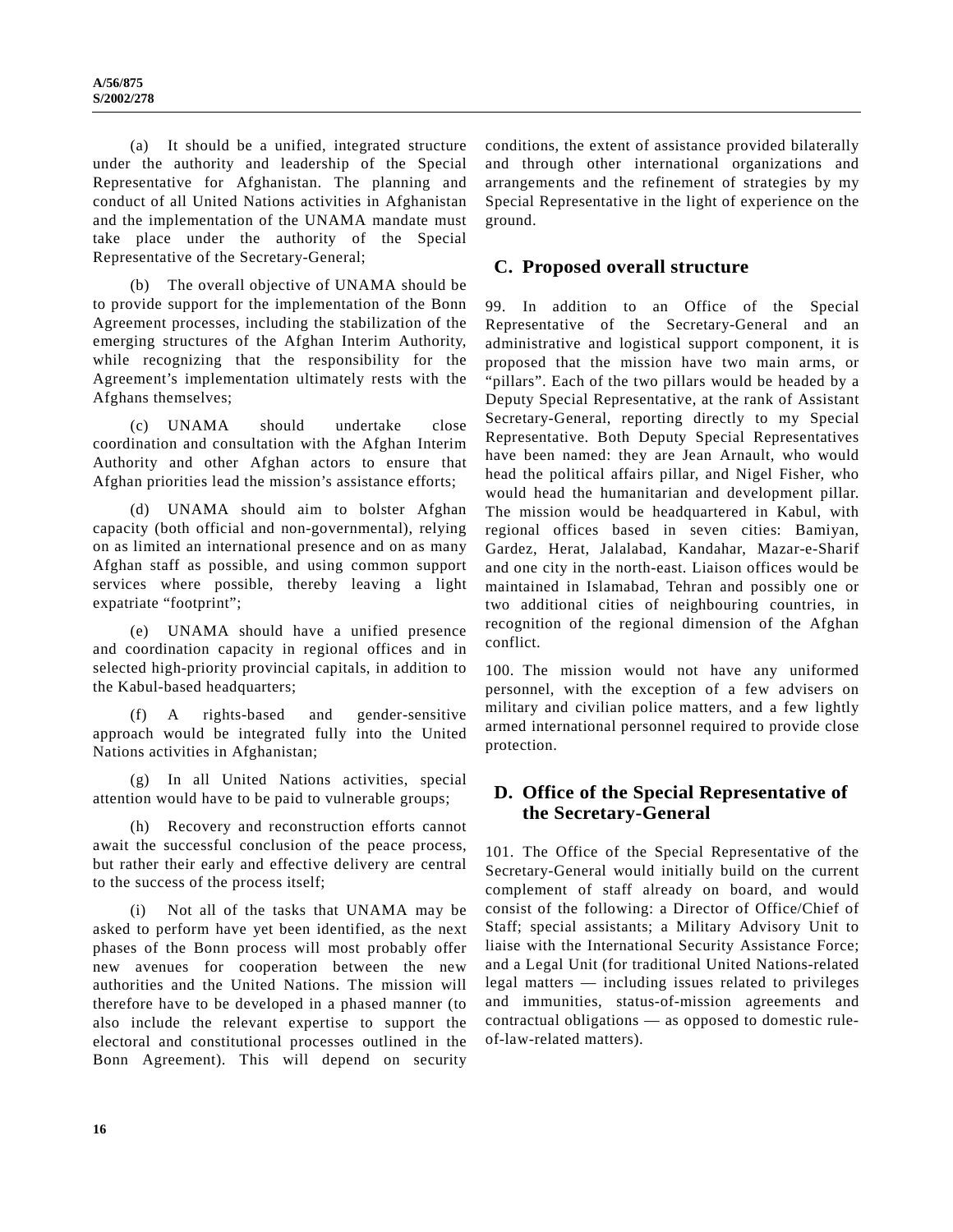(a) It should be a unified, integrated structure under the authority and leadership of the Special Representative for Afghanistan. The planning and conduct of all United Nations activities in Afghanistan and the implementation of the UNAMA mandate must take place under the authority of the Special Representative of the Secretary-General;

(b) The overall objective of UNAMA should be to provide support for the implementation of the Bonn Agreement processes, including the stabilization of the emerging structures of the Afghan Interim Authority, while recognizing that the responsibility for the Agreement's implementation ultimately rests with the Afghans themselves;

(c) UNAMA should undertake close coordination and consultation with the Afghan Interim Authority and other Afghan actors to ensure that Afghan priorities lead the mission's assistance efforts;

(d) UNAMA should aim to bolster Afghan capacity (both official and non-governmental), relying on as limited an international presence and on as many Afghan staff as possible, and using common support services where possible, thereby leaving a light expatriate "footprint";

(e) UNAMA should have a unified presence and coordination capacity in regional offices and in selected high-priority provincial capitals, in addition to the Kabul-based headquarters;

(f) A rights-based and gender-sensitive approach would be integrated fully into the United Nations activities in Afghanistan;

(g) In all United Nations activities, special attention would have to be paid to vulnerable groups;

(h) Recovery and reconstruction efforts cannot await the successful conclusion of the peace process, but rather their early and effective delivery are central to the success of the process itself;

(i) Not all of the tasks that UNAMA may be asked to perform have yet been identified, as the next phases of the Bonn process will most probably offer new avenues for cooperation between the new authorities and the United Nations. The mission will therefore have to be developed in a phased manner (to also include the relevant expertise to support the electoral and constitutional processes outlined in the Bonn Agreement). This will depend on security conditions, the extent of assistance provided bilaterally and through other international organizations and arrangements and the refinement of strategies by my Special Representative in the light of experience on the ground.

## C. Proposed overall structure

99. In addition to an Office of the Special Representative of the Secretary-General and an administrative and logistical support component, it is proposed that the mission have two main arms, or "pillars". Each of the two pillars would be headed by a Deputy Special Representative, at the rank of Assistant Secretary-General, reporting directly to my Special Representative. Both Deputy Special Representatives have been named: they are Jean Arnault, who would head the political affairs pillar, and Nigel Fisher, who would head the humanitarian and development pillar. The mission would be headquartered in Kabul, with regional offices based in seven cities: Bamiyan, Gardez, Herat, Jalalabad, Kandahar, Mazar-e-Sharif and one city in the north-east. Liaison offices would be maintained in Islamabad, Tehran and possibly one or two additional cities of neighbouring countries, in recognition of the regional dimension of the Afghan conflict.

100. The mission would not have any uniformed personnel, with the exception of a few advisers on military and civilian police matters, and a few lightly armed international personnel required to provide close protection.

## D. Office of the Special Representative of the Secretary-General

101. The Office of the Special Representative of the Secretary-General would initially build on the current complement of staff already on board, and would consist of the following: a Director of Office/Chief of Staff; special assistants; a Military Advisory Unit to liaise with the International Security Assistance Force; and a Legal Unit (for traditional United Nations-related legal matters — including issues related to privileges and immunities, status-of-mission agreements and contractual obligations — as opposed to domestic rule-of-law-related matters).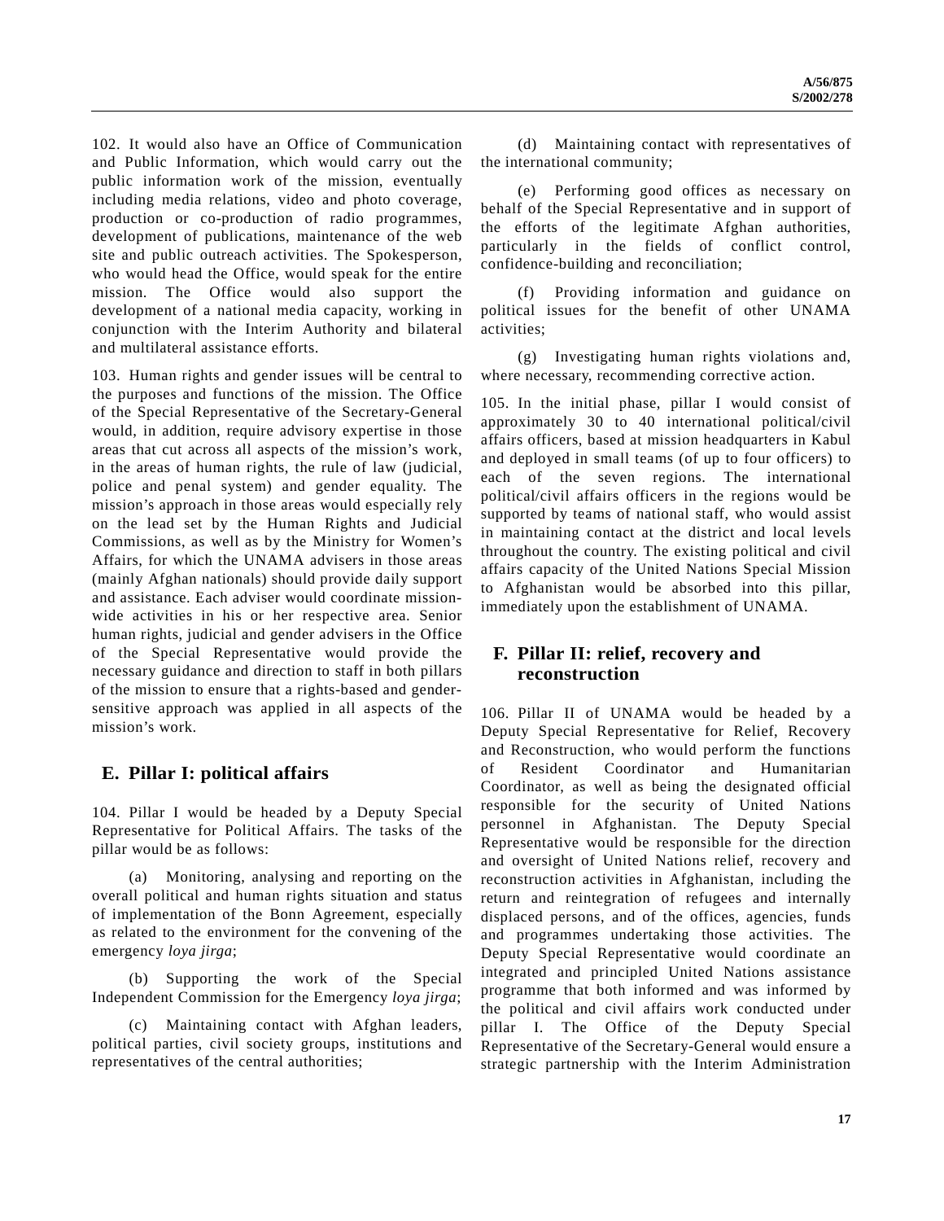102. It would also have an Office of Communication and Public Information, which would carry out the public information work of the mission, eventually including media relations, video and photo coverage, production or co-production of radio programmes, development of publications, maintenance of the web site and public outreach activities. The Spokesperson, who would head the Office, would speak for the entire mission. The Office would also support the development of a national media capacity, working in conjunction with the Interim Authority and bilateral and multilateral assistance efforts.

103. Human rights and gender issues will be central to the purposes and functions of the mission. The Office of the Special Representative of the Secretary-General would, in addition, require advisory expertise in those areas that cut across all aspects of the mission's work, in the areas of human rights, the rule of law (judicial, police and penal system) and gender equality. The mission's approach in those areas would especially rely on the lead set by the Human Rights and Judicial Commissions, as well as by the Ministry for Women's Affairs, for which the UNAMA advisers in those areas (mainly Afghan nationals) should provide daily support and assistance. Each adviser would coordinate mission-wide activities in his or her respective area. Senior human rights, judicial and gender advisers in the Office of the Special Representative would provide the necessary guidance and direction to staff in both pillars of the mission to ensure that a rights-based and gender-sensitive approach was applied in all aspects of the mission's work.

## E. Pillar I: political affairs

104. Pillar I would be headed by a Deputy Special Representative for Political Affairs. The tasks of the pillar would be as follows:

(a) Monitoring, analysing and reporting on the overall political and human rights situation and status of implementation of the Bonn Agreement, especially as related to the environment for the convening of the emergency *loya jirga*;

(b) Supporting the work of the Special Independent Commission for the Emergency *loya jirga*;

(c) Maintaining contact with Afghan leaders, political parties, civil society groups, institutions and representatives of the central authorities;

(d) Maintaining contact with representatives of the international community;

(e) Performing good offices as necessary on behalf of the Special Representative and in support of the efforts of the legitimate Afghan authorities, particularly in the fields of conflict control, confidence-building and reconciliation;

(f) Providing information and guidance on political issues for the benefit of other UNAMA activities;

(g) Investigating human rights violations and, where necessary, recommending corrective action.

105. In the initial phase, pillar I would consist of approximately 30 to 40 international political/civil affairs officers, based at mission headquarters in Kabul and deployed in small teams (of up to four officers) to each of the seven regions. The international political/civil affairs officers in the regions would be supported by teams of national staff, who would assist in maintaining contact at the district and local levels throughout the country. The existing political and civil affairs capacity of the United Nations Special Mission to Afghanistan would be absorbed into this pillar, immediately upon the establishment of UNAMA.

## F. Pillar II: relief, recovery and reconstruction

106. Pillar II of UNAMA would be headed by a Deputy Special Representative for Relief, Recovery and Reconstruction, who would perform the functions of Resident Coordinator and Humanitarian Coordinator, as well as being the designated official responsible for the security of United Nations personnel in Afghanistan. The Deputy Special Representative would be responsible for the direction and oversight of United Nations relief, recovery and reconstruction activities in Afghanistan, including the return and reintegration of refugees and internally displaced persons, and of the offices, agencies, funds and programmes undertaking those activities. The Deputy Special Representative would coordinate an integrated and principled United Nations assistance programme that both informed and was informed by the political and civil affairs work conducted under pillar I. The Office of the Deputy Special Representative of the Secretary-General would ensure a strategic partnership with the Interim Administration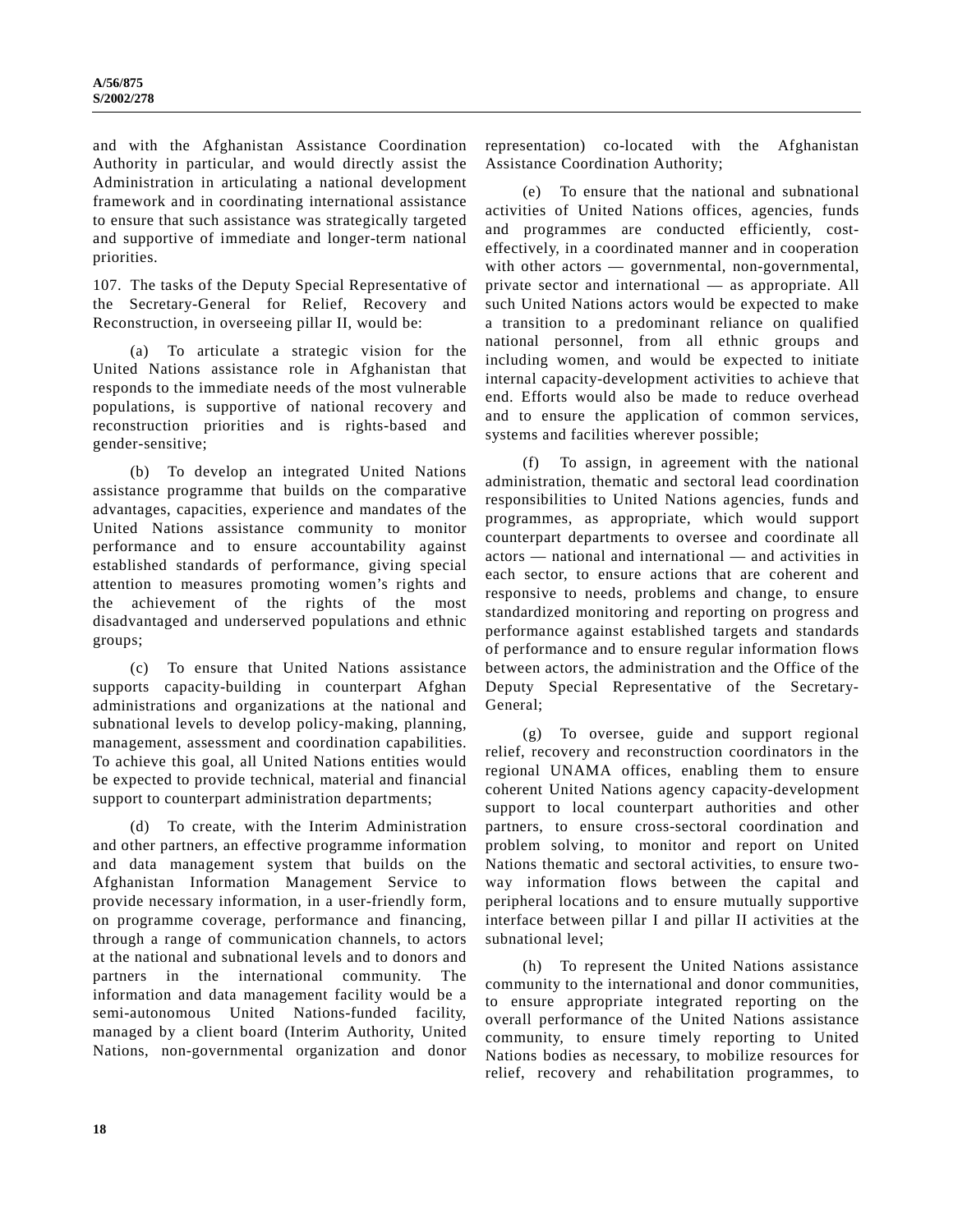and with the Afghanistan Assistance Coordination Authority in particular, and would directly assist the Administration in articulating a national development framework and in coordinating international assistance to ensure that such assistance was strategically targeted and supportive of immediate and longer-term national priorities.

107. The tasks of the Deputy Special Representative of the Secretary-General for Relief, Recovery and Reconstruction, in overseeing pillar II, would be:

(a) To articulate a strategic vision for the United Nations assistance role in Afghanistan that responds to the immediate needs of the most vulnerable populations, is supportive of national recovery and reconstruction priorities and is rights-based and gender-sensitive;

(b) To develop an integrated United Nations assistance programme that builds on the comparative advantages, capacities, experience and mandates of the United Nations assistance community to monitor performance and to ensure accountability against established standards of performance, giving special attention to measures promoting women's rights and the achievement of the rights of the most disadvantaged and underserved populations and ethnic groups;

(c) To ensure that United Nations assistance supports capacity-building in counterpart Afghan administrations and organizations at the national and subnational levels to develop policy-making, planning, management, assessment and coordination capabilities. To achieve this goal, all United Nations entities would be expected to provide technical, material and financial support to counterpart administration departments;

(d) To create, with the Interim Administration and other partners, an effective programme information and data management system that builds on the Afghanistan Information Management Service to provide necessary information, in a user-friendly form, on programme coverage, performance and financing, through a range of communication channels, to actors at the national and subnational levels and to donors and partners in the international community. The information and data management facility would be a semi-autonomous United Nations-funded facility, managed by a client board (Interim Authority, United Nations, non-governmental organization and donor representation) co-located with the Afghanistan Assistance Coordination Authority;

(e) To ensure that the national and subnational activities of United Nations offices, agencies, funds and programmes are conducted efficiently, cost-effectively, in a coordinated manner and in cooperation with other actors — governmental, non-governmental, private sector and international — as appropriate. All such United Nations actors would be expected to make a transition to a predominant reliance on qualified national personnel, from all ethnic groups and including women, and would be expected to initiate internal capacity-development activities to achieve that end. Efforts would also be made to reduce overhead and to ensure the application of common services, systems and facilities wherever possible;

(f) To assign, in agreement with the national administration, thematic and sectoral lead coordination responsibilities to United Nations agencies, funds and programmes, as appropriate, which would support counterpart departments to oversee and coordinate all actors — national and international — and activities in each sector, to ensure actions that are coherent and responsive to needs, problems and change, to ensure standardized monitoring and reporting on progress and performance against established targets and standards of performance and to ensure regular information flows between actors, the administration and the Office of the Deputy Special Representative of the Secretary-General;

(g) To oversee, guide and support regional relief, recovery and reconstruction coordinators in the regional UNAMA offices, enabling them to ensure coherent United Nations agency capacity-development support to local counterpart authorities and other partners, to ensure cross-sectoral coordination and problem solving, to monitor and report on United Nations thematic and sectoral activities, to ensure two-way information flows between the capital and peripheral locations and to ensure mutually supportive interface between pillar I and pillar II activities at the subnational level;

(h) To represent the United Nations assistance community to the international and donor communities, to ensure appropriate integrated reporting on the overall performance of the United Nations assistance community, to ensure timely reporting to United Nations bodies as necessary, to mobilize resources for relief, recovery and rehabilitation programmes, to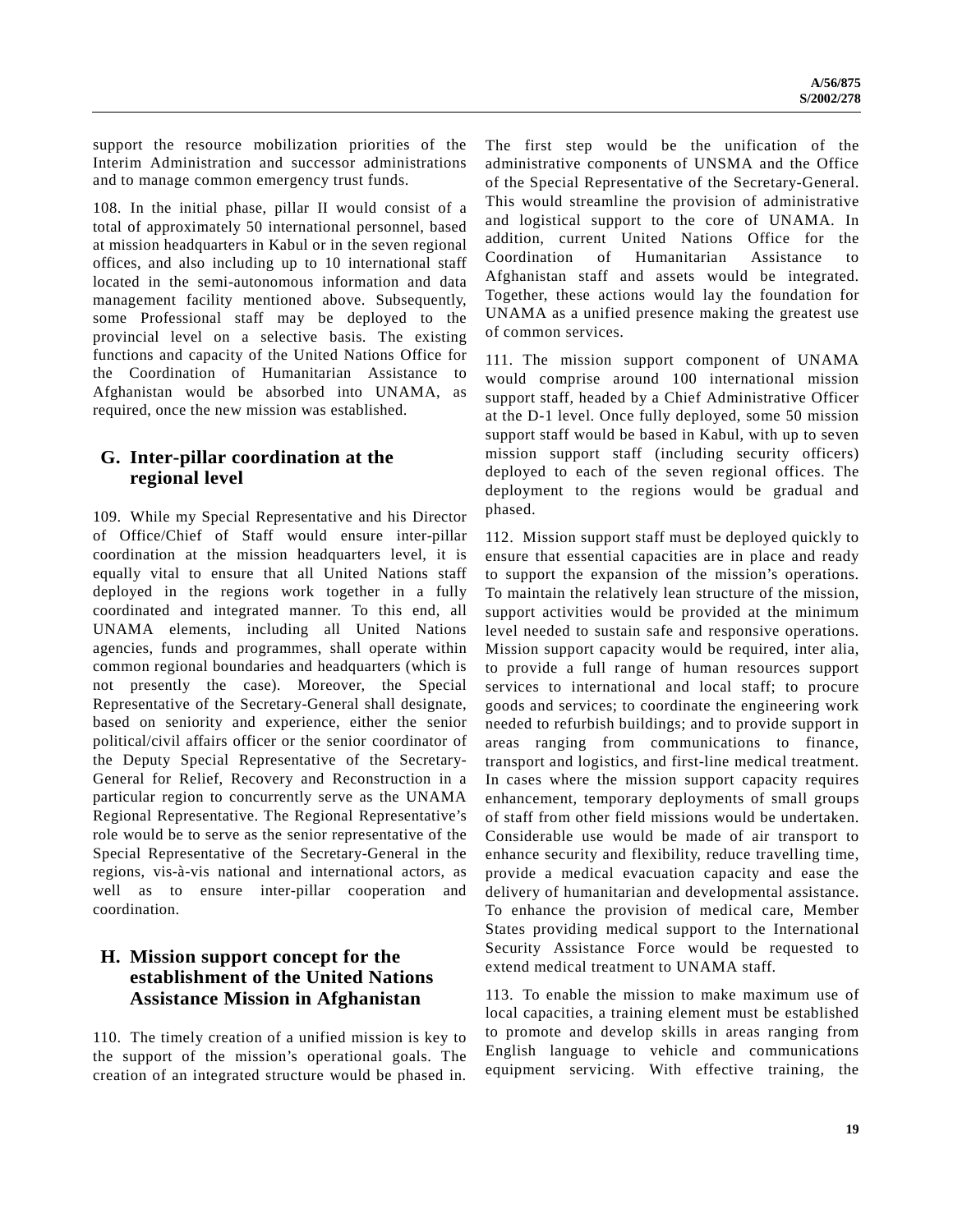support the resource mobilization priorities of the Interim Administration and successor administrations and to manage common emergency trust funds.

108. In the initial phase, pillar II would consist of a total of approximately 50 international personnel, based at mission headquarters in Kabul or in the seven regional offices, and also including up to 10 international staff located in the semi-autonomous information and data management facility mentioned above. Subsequently, some Professional staff may be deployed to the provincial level on a selective basis. The existing functions and capacity of the United Nations Office for the Coordination of Humanitarian Assistance to Afghanistan would be absorbed into UNAMA, as required, once the new mission was established.

## G. Inter-pillar coordination at the regional level

109. While my Special Representative and his Director of Office/Chief of Staff would ensure inter-pillar coordination at the mission headquarters level, it is equally vital to ensure that all United Nations staff deployed in the regions work together in a fully coordinated and integrated manner. To this end, all UNAMA elements, including all United Nations agencies, funds and programmes, shall operate within common regional boundaries and headquarters (which is not presently the case). Moreover, the Special Representative of the Secretary-General shall designate, based on seniority and experience, either the senior political/civil affairs officer or the senior coordinator of the Deputy Special Representative of the Secretary-General for Relief, Recovery and Reconstruction in a particular region to concurrently serve as the UNAMA Regional Representative. The Regional Representative's role would be to serve as the senior representative of the Special Representative of the Secretary-General in the regions, vis-à-vis national and international actors, as well as to ensure inter-pillar cooperation and coordination.

## H. Mission support concept for the establishment of the United Nations Assistance Mission in Afghanistan

110. The timely creation of a unified mission is key to the support of the mission's operational goals. The creation of an integrated structure would be phased in. The first step would be the unification of the administrative components of UNSMA and the Office of the Special Representative of the Secretary-General. This would streamline the provision of administrative and logistical support to the core of UNAMA. In addition, current United Nations Office for the Coordination of Humanitarian Assistance to Afghanistan staff and assets would be integrated. Together, these actions would lay the foundation for UNAMA as a unified presence making the greatest use of common services.

111. The mission support component of UNAMA would comprise around 100 international mission support staff, headed by a Chief Administrative Officer at the D-1 level. Once fully deployed, some 50 mission support staff would be based in Kabul, with up to seven mission support staff (including security officers) deployed to each of the seven regional offices. The deployment to the regions would be gradual and phased.

112. Mission support staff must be deployed quickly to ensure that essential capacities are in place and ready to support the expansion of the mission's operations. To maintain the relatively lean structure of the mission, support activities would be provided at the minimum level needed to sustain safe and responsive operations. Mission support capacity would be required, inter alia, to provide a full range of human resources support services to international and local staff; to procure goods and services; to coordinate the engineering work needed to refurbish buildings; and to provide support in areas ranging from communications to finance, transport and logistics, and first-line medical treatment. In cases where the mission support capacity requires enhancement, temporary deployments of small groups of staff from other field missions would be undertaken. Considerable use would be made of air transport to enhance security and flexibility, reduce travelling time, provide a medical evacuation capacity and ease the delivery of humanitarian and developmental assistance. To enhance the provision of medical care, Member States providing medical support to the International Security Assistance Force would be requested to extend medical treatment to UNAMA staff.

113. To enable the mission to make maximum use of local capacities, a training element must be established to promote and develop skills in areas ranging from English language to vehicle and communications equipment servicing. With effective training, the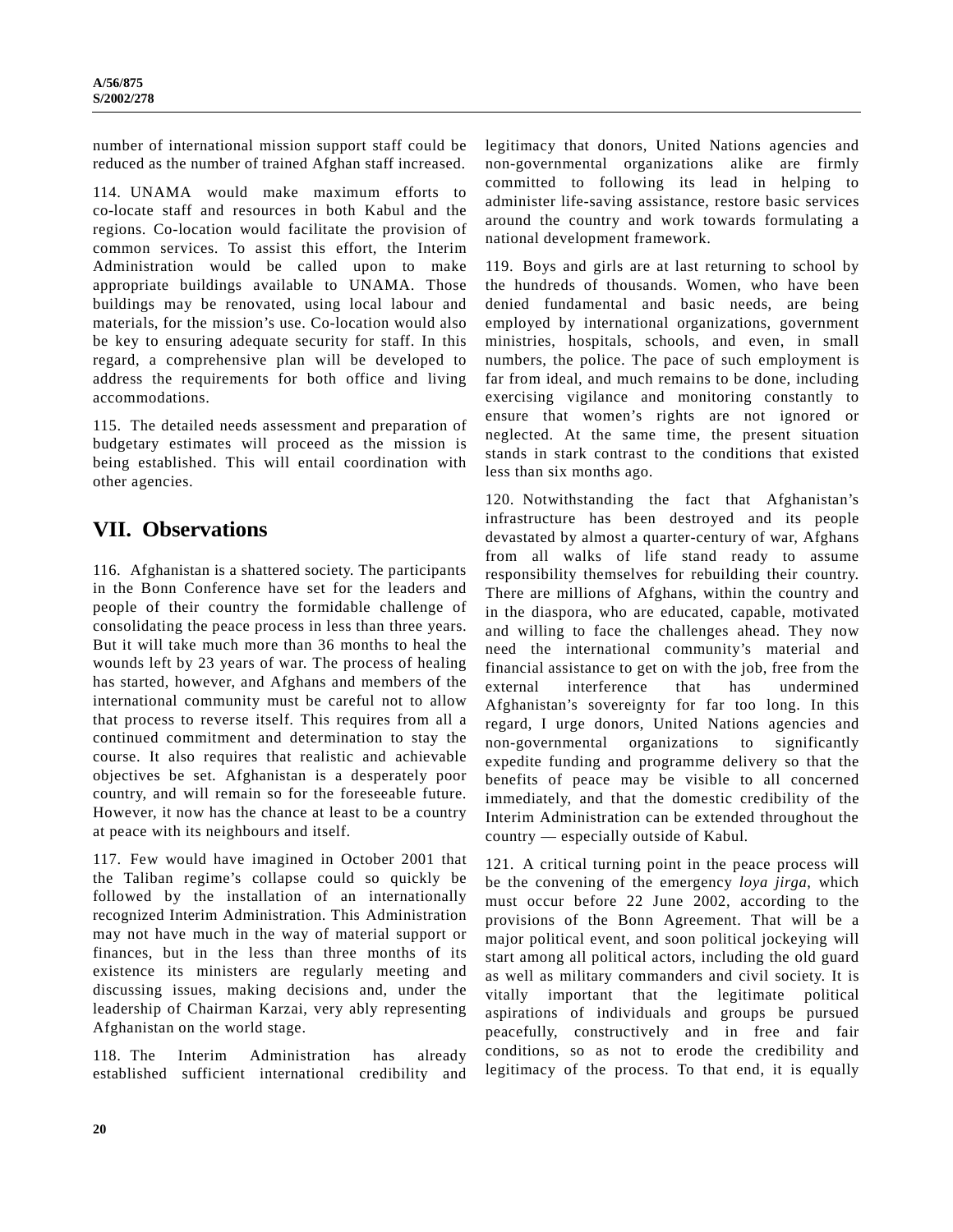number of international mission support staff could be reduced as the number of trained Afghan staff increased.

114. UNAMA would make maximum efforts to co-locate staff and resources in both Kabul and the regions. Co-location would facilitate the provision of common services. To assist this effort, the Interim Administration would be called upon to make appropriate buildings available to UNAMA. Those buildings may be renovated, using local labour and materials, for the mission's use. Co-location would also be key to ensuring adequate security for staff. In this regard, a comprehensive plan will be developed to address the requirements for both office and living accommodations.

115. The detailed needs assessment and preparation of budgetary estimates will proceed as the mission is being established. This will entail coordination with other agencies.

## VII. Observations

116. Afghanistan is a shattered society. The participants in the Bonn Conference have set for the leaders and people of their country the formidable challenge of consolidating the peace process in less than three years. But it will take much more than 36 months to heal the wounds left by 23 years of war. The process of healing has started, however, and Afghans and members of the international community must be careful not to allow that process to reverse itself. This requires from all a continued commitment and determination to stay the course. It also requires that realistic and achievable objectives be set. Afghanistan is a desperately poor country, and will remain so for the foreseeable future. However, it now has the chance at least to be a country at peace with its neighbours and itself.

117. Few would have imagined in October 2001 that the Taliban regime's collapse could so quickly be followed by the installation of an internationally recognized Interim Administration. This Administration may not have much in the way of material support or finances, but in the less than three months of its existence its ministers are regularly meeting and discussing issues, making decisions and, under the leadership of Chairman Karzai, very ably representing Afghanistan on the world stage.

118. The Interim Administration has already established sufficient international credibility and legitimacy that donors, United Nations agencies and non-governmental organizations alike are firmly committed to following its lead in helping to administer life-saving assistance, restore basic services around the country and work towards formulating a national development framework.

119. Boys and girls are at last returning to school by the hundreds of thousands. Women, who have been denied fundamental and basic needs, are being employed by international organizations, government ministries, hospitals, schools, and even, in small numbers, the police. The pace of such employment is far from ideal, and much remains to be done, including exercising vigilance and monitoring constantly to ensure that women's rights are not ignored or neglected. At the same time, the present situation stands in stark contrast to the conditions that existed less than six months ago.

120. Notwithstanding the fact that Afghanistan's infrastructure has been destroyed and its people devastated by almost a quarter-century of war, Afghans from all walks of life stand ready to assume responsibility themselves for rebuilding their country. There are millions of Afghans, within the country and in the diaspora, who are educated, capable, motivated and willing to face the challenges ahead. They now need the international community's material and financial assistance to get on with the job, free from the external interference that has undermined Afghanistan's sovereignty for far too long. In this regard, I urge donors, United Nations agencies and non-governmental organizations to significantly expedite funding and programme delivery so that the benefits of peace may be visible to all concerned immediately, and that the domestic credibility of the Interim Administration can be extended throughout the country — especially outside of Kabul.

121. A critical turning point in the peace process will be the convening of the emergency *loya jirga*, which must occur before 22 June 2002, according to the provisions of the Bonn Agreement. That will be a major political event, and soon political jockeying will start among all political actors, including the old guard as well as military commanders and civil society. It is vitally important that the legitimate political aspirations of individuals and groups be pursued peacefully, constructively and in free and fair conditions, so as not to erode the credibility and legitimacy of the process. To that end, it is equally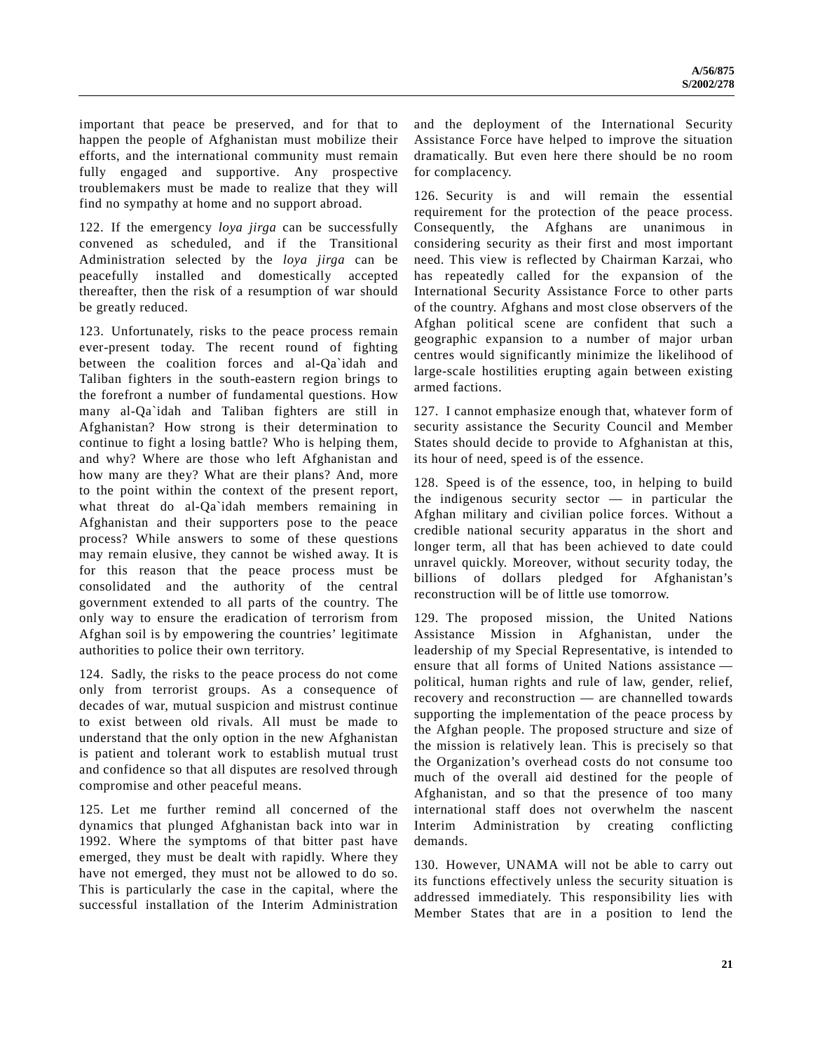important that peace be preserved, and for that to happen the people of Afghanistan must mobilize their efforts, and the international community must remain fully engaged and supportive. Any prospective troublemakers must be made to realize that they will find no sympathy at home and no support abroad.

122. If the emergency *loya jirga* can be successfully convened as scheduled, and if the Transitional Administration selected by the *loya jirga* can be peacefully installed and domestically accepted thereafter, then the risk of a resumption of war should be greatly reduced.

123. Unfortunately, risks to the peace process remain ever-present today. The recent round of fighting between the coalition forces and al-Qa`idah and Taliban fighters in the south-eastern region brings to the forefront a number of fundamental questions. How many al-Qa`idah and Taliban fighters are still in Afghanistan? How strong is their determination to continue to fight a losing battle? Who is helping them, and why? Where are those who left Afghanistan and how many are they? What are their plans? And, more to the point within the context of the present report, what threat do al-Qa`idah members remaining in Afghanistan and their supporters pose to the peace process? While answers to some of these questions may remain elusive, they cannot be wished away. It is for this reason that the peace process must be consolidated and the authority of the central government extended to all parts of the country. The only way to ensure the eradication of terrorism from Afghan soil is by empowering the countries' legitimate authorities to police their own territory.

124. Sadly, the risks to the peace process do not come only from terrorist groups. As a consequence of decades of war, mutual suspicion and mistrust continue to exist between old rivals. All must be made to understand that the only option in the new Afghanistan is patient and tolerant work to establish mutual trust and confidence so that all disputes are resolved through compromise and other peaceful means.

125. Let me further remind all concerned of the dynamics that plunged Afghanistan back into war in 1992. Where the symptoms of that bitter past have emerged, they must be dealt with rapidly. Where they have not emerged, they must not be allowed to do so. This is particularly the case in the capital, where the successful installation of the Interim Administration and the deployment of the International Security Assistance Force have helped to improve the situation dramatically. But even here there should be no room for complacency.

126. Security is and will remain the essential requirement for the protection of the peace process. Consequently, the Afghans are unanimous in considering security as their first and most important need. This view is reflected by Chairman Karzai, who has repeatedly called for the expansion of the International Security Assistance Force to other parts of the country. Afghans and most close observers of the Afghan political scene are confident that such a geographic expansion to a number of major urban centres would significantly minimize the likelihood of large-scale hostilities erupting again between existing armed factions.

127. I cannot emphasize enough that, whatever form of security assistance the Security Council and Member States should decide to provide to Afghanistan at this, its hour of need, speed is of the essence.

128. Speed is of the essence, too, in helping to build the indigenous security sector — in particular the Afghan military and civilian police forces. Without a credible national security apparatus in the short and longer term, all that has been achieved to date could unravel quickly. Moreover, without security today, the billions of dollars pledged for Afghanistan's reconstruction will be of little use tomorrow.

129. The proposed mission, the United Nations Assistance Mission in Afghanistan, under the leadership of my Special Representative, is intended to ensure that all forms of United Nations assistance — political, human rights and rule of law, gender, relief, recovery and reconstruction — are channelled towards supporting the implementation of the peace process by the Afghan people. The proposed structure and size of the mission is relatively lean. This is precisely so that the Organization's overhead costs do not consume too much of the overall aid destined for the people of Afghanistan, and so that the presence of too many international staff does not overwhelm the nascent Interim Administration by creating conflicting demands.

130. However, UNAMA will not be able to carry out its functions effectively unless the security situation is addressed immediately. This responsibility lies with Member States that are in a position to lend the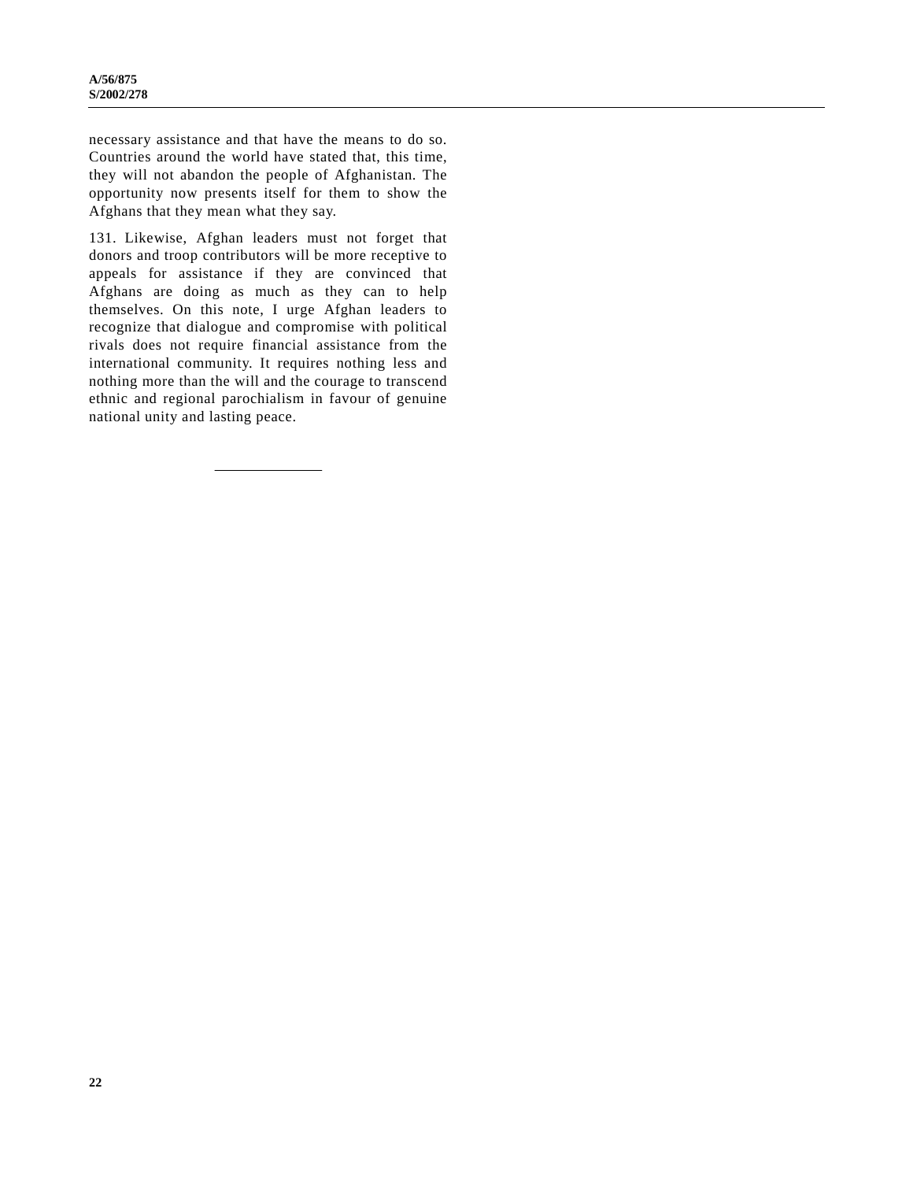necessary assistance and that have the means to do so. Countries around the world have stated that, this time, they will not abandon the people of Afghanistan. The opportunity now presents itself for them to show the Afghans that they mean what they say.

131. Likewise, Afghan leaders must not forget that donors and troop contributors will be more receptive to appeals for assistance if they are convinced that Afghans are doing as much as they can to help themselves. On this note, I urge Afghan leaders to recognize that dialogue and compromise with political rivals does not require financial assistance from the international community. It requires nothing less and nothing more than the will and the courage to transcend ethnic and regional parochialism in favour of genuine national unity and lasting peace.